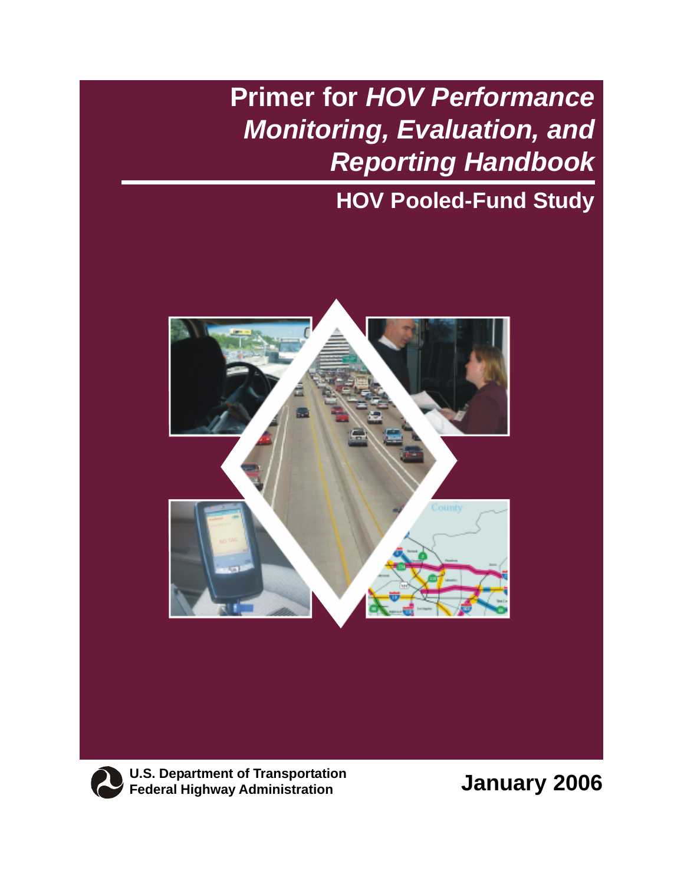# Primer for *HOV Performance Monitoring, Evaluation, and Reporting Handbook*

## HOV Pooled-Fund Study

U.S. Department of Transportation
Federal Highway Administration

January 2006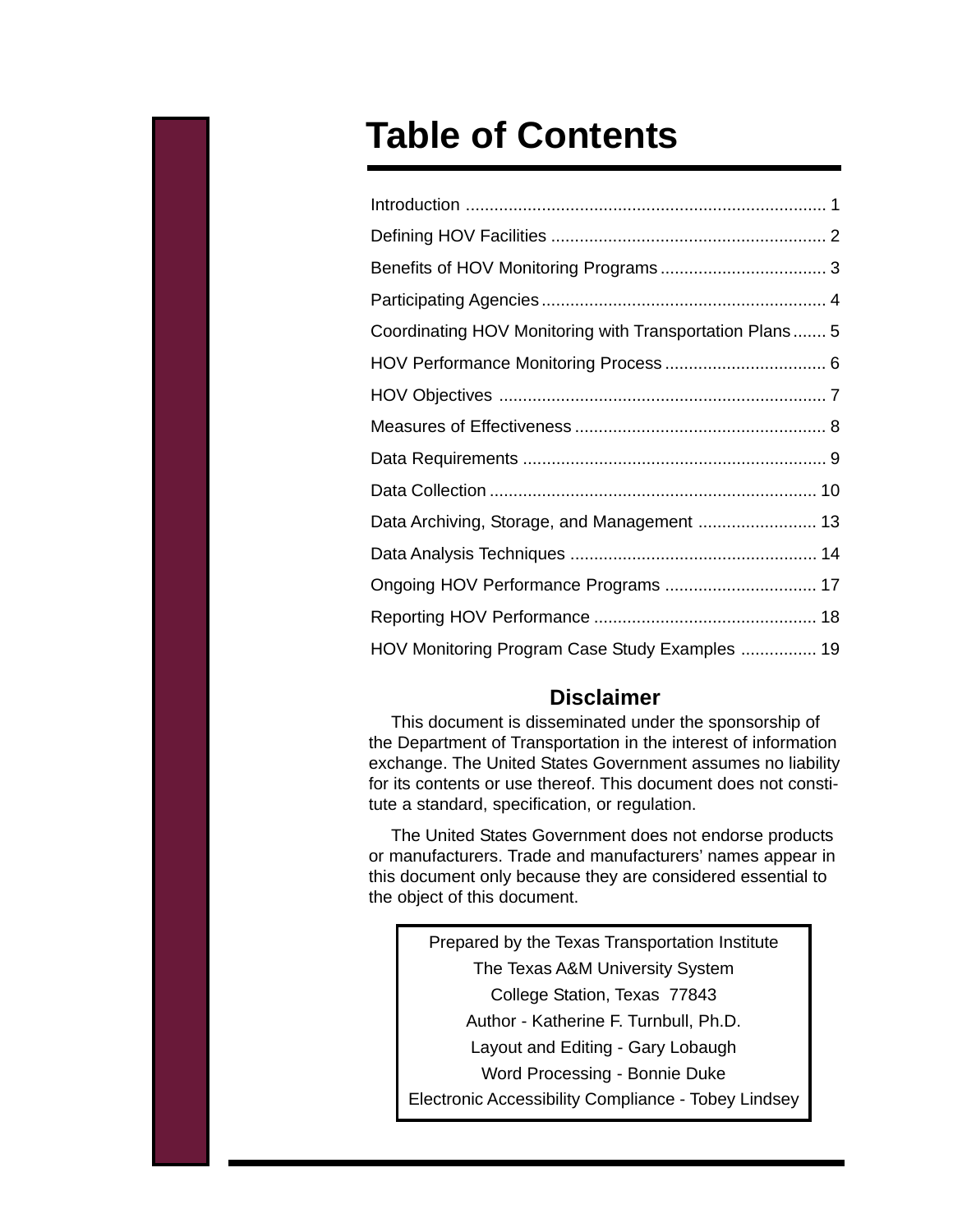# Table of Contents

| | |
|---|---|
| Introduction | 1 |
| Defining HOV Facilities | 2 |
| Benefits of HOV Monitoring Programs | 3 |
| Participating Agencies | 4 |
| Coordinating HOV Monitoring with Transportation Plans | 5 |
| HOV Performance Monitoring Process | 6 |
| HOV Objectives | 7 |
| Measures of Effectiveness | 8 |
| Data Requirements | 9 |
| Data Collection | 10 |
| Data Archiving, Storage, and Management | 13 |
| Data Analysis Techniques | 14 |
| Ongoing HOV Performance Programs | 17 |
| Reporting HOV Performance | 18 |
| HOV Monitoring Program Case Study Examples | 19 |

## Disclaimer

This document is disseminated under the sponsorship of the Department of Transportation in the interest of information exchange. The United States Government assumes no liability for its contents or use thereof. This document does not constitute a standard, specification, or regulation.

The United States Government does not endorse products or manufacturers. Trade and manufacturers' names appear in this document only because they are considered essential to the object of this document.

Prepared by the Texas Transportation Institute
The Texas A&M University System
College Station, Texas 77843
Author - Katherine F. Turnbull, Ph.D.
Layout and Editing - Gary Lobaugh
Word Processing - Bonnie Duke
Electronic Accessibility Compliance - Tobey Lindsey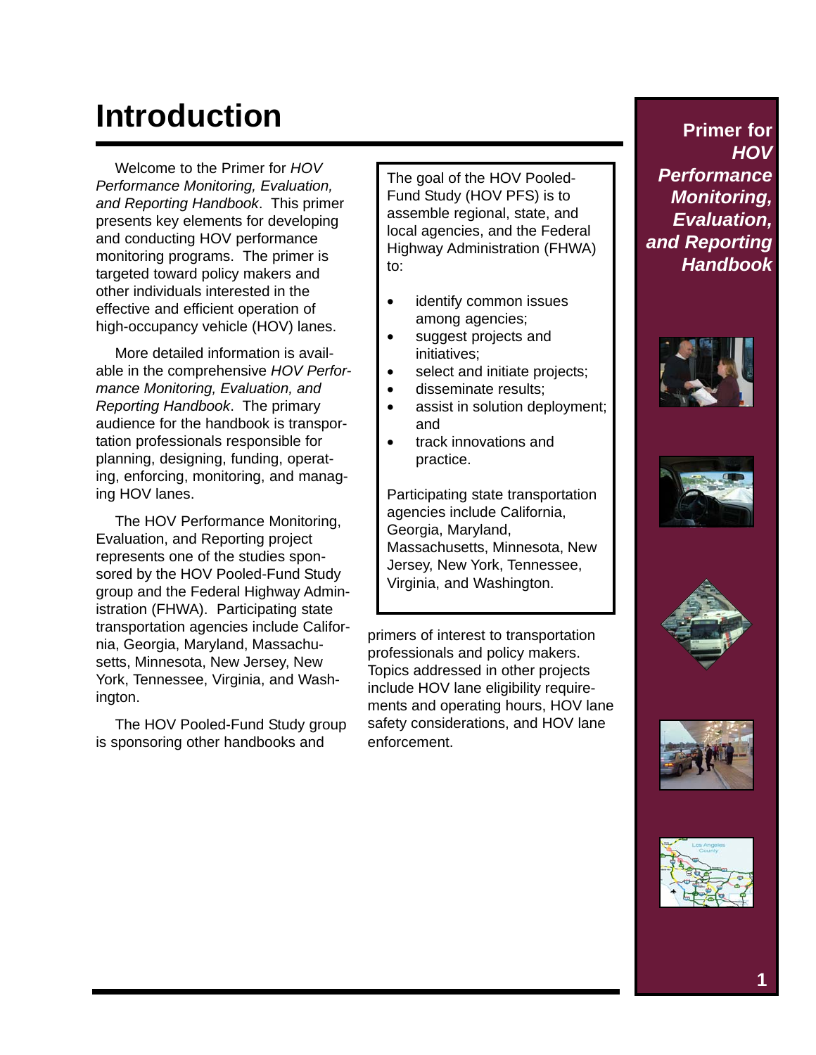# Introduction

Welcome to the Primer for *HOV Performance Monitoring, Evaluation, and Reporting Handbook*. This primer presents key elements for developing and conducting HOV performance monitoring programs. The primer is targeted toward policy makers and other individuals interested in the effective and efficient operation of high-occupancy vehicle (HOV) lanes.

More detailed information is available in the comprehensive *HOV Performance Monitoring, Evaluation, and Reporting Handbook*. The primary audience for the handbook is transportation professionals responsible for planning, designing, funding, operating, enforcing, monitoring, and managing HOV lanes.

The HOV Performance Monitoring, Evaluation, and Reporting project represents one of the studies sponsored by the HOV Pooled-Fund Study group and the Federal Highway Administration (FHWA). Participating state transportation agencies include California, Georgia, Maryland, Massachusetts, Minnesota, New Jersey, New York, Tennessee, Virginia, and Washington.

The HOV Pooled-Fund Study group is sponsoring other handbooks and primers of interest to transportation professionals and policy makers. Topics addressed in other projects include HOV lane eligibility requirements and operating hours, HOV lane safety considerations, and HOV lane enforcement.

> The goal of the HOV Pooled-Fund Study (HOV PFS) is to assemble regional, state, and local agencies, and the Federal Highway Administration (FHWA) to:
>
> - identify common issues among agencies;
> - suggest projects and initiatives;
> - select and initiate projects;
> - disseminate results;
> - assist in solution deployment; and
> - track innovations and practice.
>
> Participating state transportation agencies include California, Georgia, Maryland, Massachusetts, Minnesota, New Jersey, New York, Tennessee, Virginia, and Washington.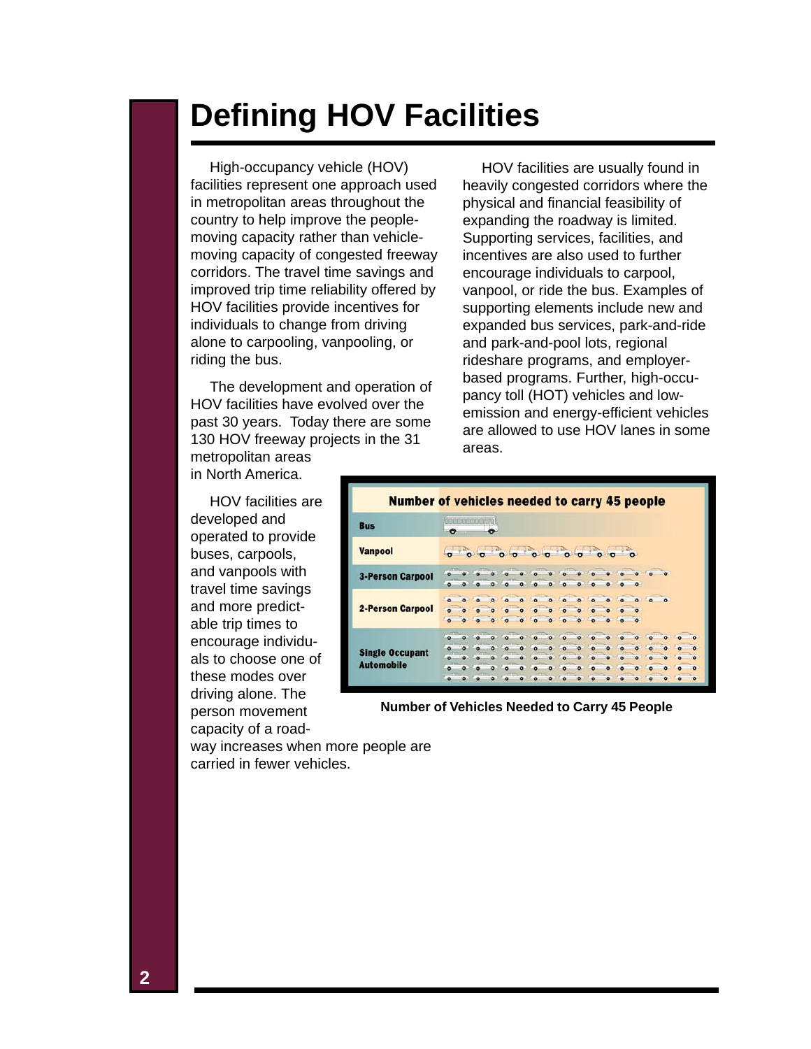# Defining HOV Facilities

High-occupancy vehicle (HOV) facilities represent one approach used in metropolitan areas throughout the country to help improve the people-moving capacity rather than vehicle-moving capacity of congested freeway corridors. The travel time savings and improved trip time reliability offered by HOV facilities provide incentives for individuals to change from driving alone to carpooling, vanpooling, or riding the bus.

The development and operation of HOV facilities have evolved over the past 30 years. Today there are some 130 HOV freeway projects in the 31 metropolitan areas in North America.

HOV facilities are developed and operated to provide buses, carpools, and vanpools with travel time savings and more predictable trip times to encourage individuals to choose one of these modes over driving alone. The person movement capacity of a roadway increases when more people are carried in fewer vehicles.

HOV facilities are usually found in heavily congested corridors where the physical and financial feasibility of expanding the roadway is limited. Supporting services, facilities, and incentives are also used to further encourage individuals to carpool, vanpool, or ride the bus. Examples of supporting elements include new and expanded bus services, park-and-ride and park-and-pool lots, regional rideshare programs, and employer-based programs. Further, high-occupancy toll (HOT) vehicles and low-emission and energy-efficient vehicles are allowed to use HOV lanes in some areas.

Number of Vehicles Needed to Carry 45 People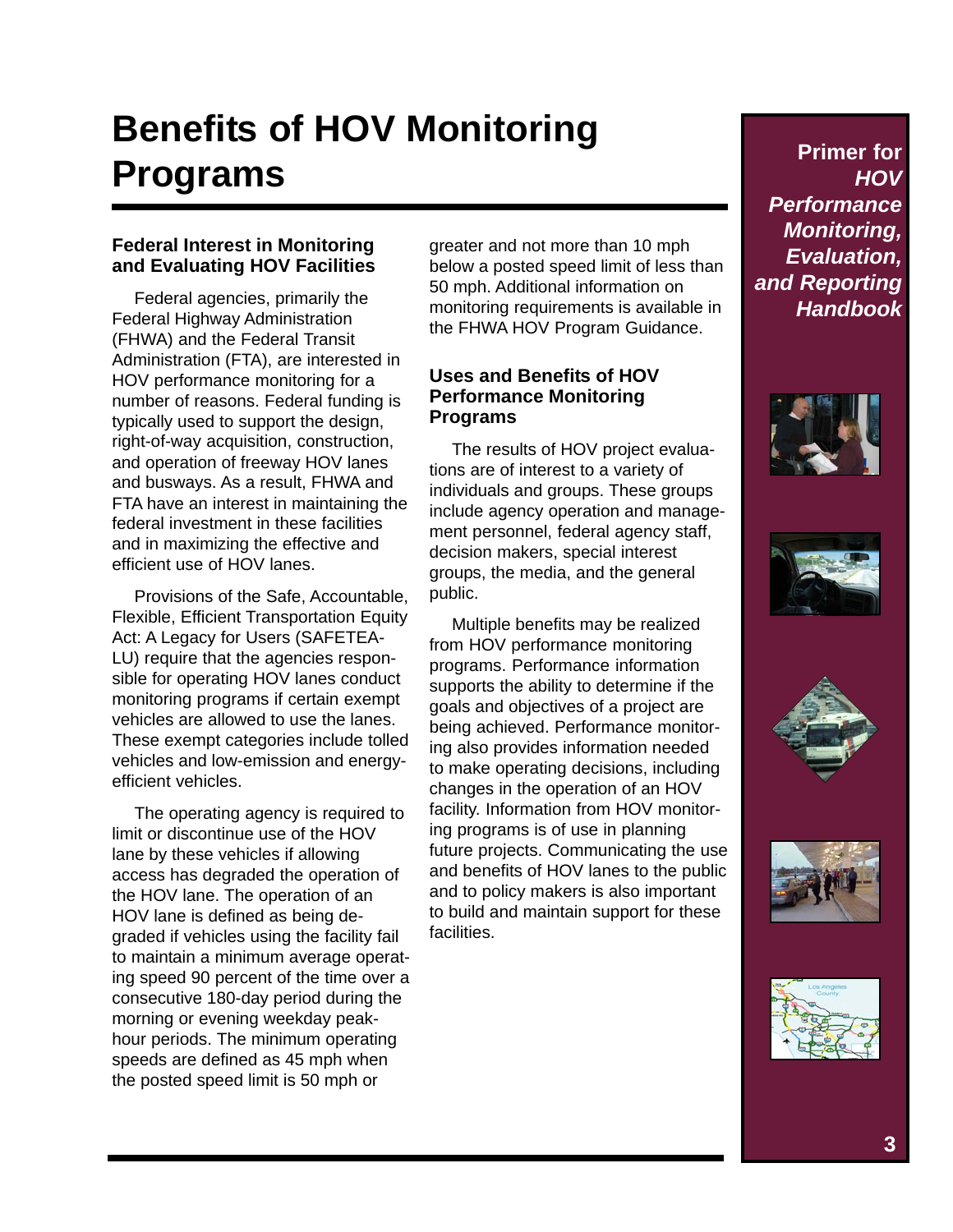# Benefits of HOV Monitoring Programs

## Federal Interest in Monitoring and Evaluating HOV Facilities

Federal agencies, primarily the Federal Highway Administration (FHWA) and the Federal Transit Administration (FTA), are interested in HOV performance monitoring for a number of reasons. Federal funding is typically used to support the design, right-of-way acquisition, construction, and operation of freeway HOV lanes and busways. As a result, FHWA and FTA have an interest in maintaining the federal investment in these facilities and in maximizing the effective and efficient use of HOV lanes.

Provisions of the Safe, Accountable, Flexible, Efficient Transportation Equity Act: A Legacy for Users (SAFETEA-LU) require that the agencies responsible for operating HOV lanes conduct monitoring programs if certain exempt vehicles are allowed to use the lanes. These exempt categories include tolled vehicles and low-emission and energy-efficient vehicles.

The operating agency is required to limit or discontinue use of the HOV lane by these vehicles if allowing access has degraded the operation of the HOV lane. The operation of an HOV lane is defined as being degraded if vehicles using the facility fail to maintain a minimum average operating speed 90 percent of the time over a consecutive 180-day period during the morning or evening weekday peak-hour periods. The minimum operating speeds are defined as 45 mph when the posted speed limit is 50 mph or greater and not more than 10 mph below a posted speed limit of less than 50 mph. Additional information on monitoring requirements is available in the FHWA HOV Program Guidance.

## Uses and Benefits of HOV Performance Monitoring Programs

The results of HOV project evaluations are of interest to a variety of individuals and groups. These groups include agency operation and management personnel, federal agency staff, decision makers, special interest groups, the media, and the general public.

Multiple benefits may be realized from HOV performance monitoring programs. Performance information supports the ability to determine if the goals and objectives of a project are being achieved. Performance monitoring also provides information needed to make operating decisions, including changes in the operation of an HOV facility. Information from HOV monitoring programs is of use in planning future projects. Communicating the use and benefits of HOV lanes to the public and to policy makers is also important to build and maintain support for these facilities.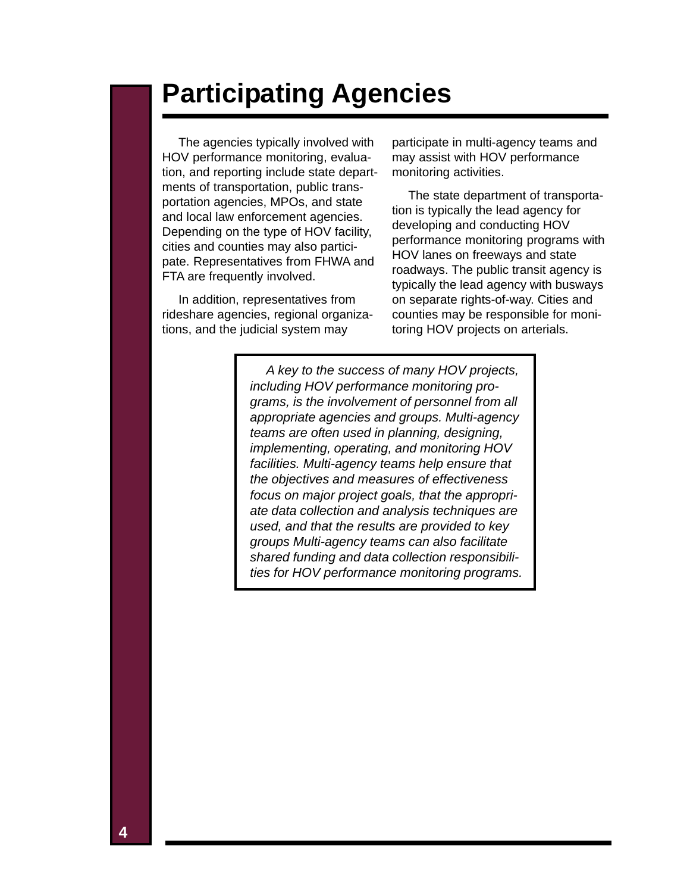# Participating Agencies

The agencies typically involved with HOV performance monitoring, evaluation, and reporting include state departments of transportation, public transportation agencies, MPOs, and state and local law enforcement agencies. Depending on the type of HOV facility, cities and counties may also participate. Representatives from FHWA and FTA are frequently involved.

In addition, representatives from rideshare agencies, regional organizations, and the judicial system may participate in multi-agency teams and may assist with HOV performance monitoring activities.

The state department of transportation is typically the lead agency for developing and conducting HOV performance monitoring programs with HOV lanes on freeways and state roadways. The public transit agency is typically the lead agency with busways on separate rights-of-way. Cities and counties may be responsible for monitoring HOV projects on arterials.

*A key to the success of many HOV projects, including HOV performance monitoring programs, is the involvement of personnel from all appropriate agencies and groups. Multi-agency teams are often used in planning, designing, implementing, operating, and monitoring HOV facilities. Multi-agency teams help ensure that the objectives and measures of effectiveness focus on major project goals, that the appropriate data collection and analysis techniques are used, and that the results are provided to key groups Multi-agency teams can also facilitate shared funding and data collection responsibilities for HOV performance monitoring programs.*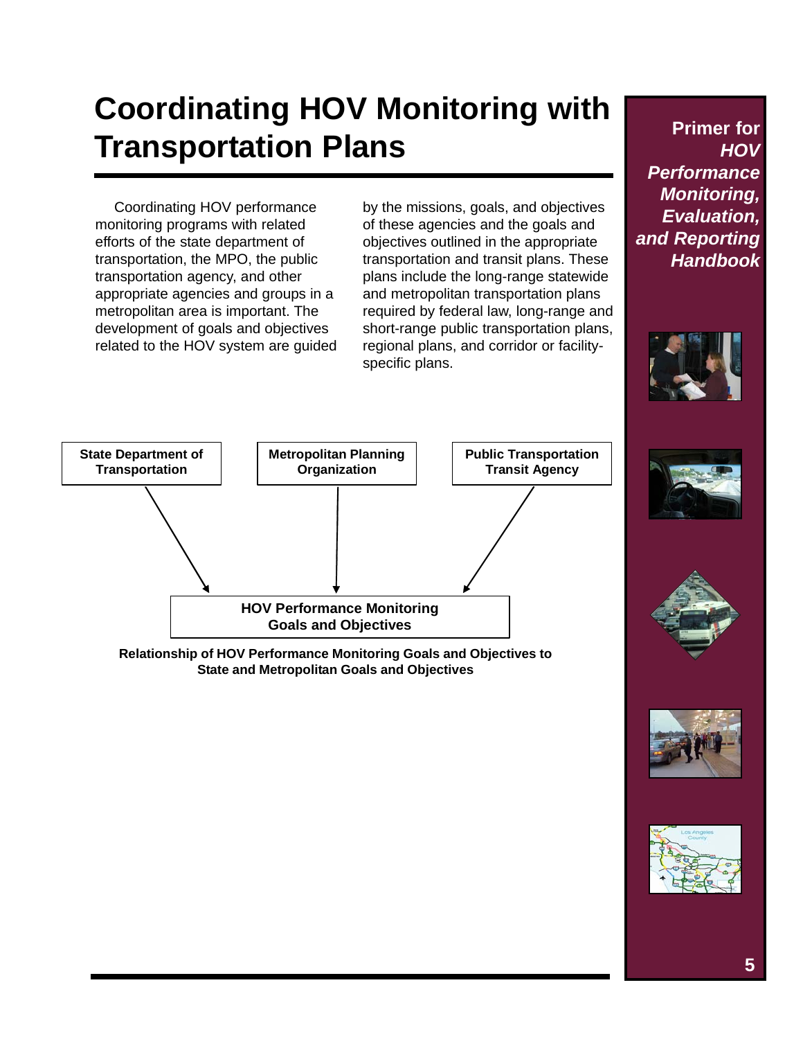# Coordinating HOV Monitoring with Transportation Plans

Coordinating HOV performance monitoring programs with related efforts of the state department of transportation, the MPO, the public transportation agency, and other appropriate agencies and groups in a metropolitan area is important. The development of goals and objectives related to the HOV system are guided by the missions, goals, and objectives of these agencies and the goals and objectives outlined in the appropriate transportation and transit plans. These plans include the long-range statewide and metropolitan transportation plans required by federal law, long-range and short-range public transportation plans, regional plans, and corridor or facility-specific plans.

State Department of Transportation → HOV Performance Monitoring Goals and Objectives

Metropolitan Planning Organization → HOV Performance Monitoring Goals and Objectives

Public Transportation Transit Agency → HOV Performance Monitoring Goals and Objectives

**Relationship of HOV Performance Monitoring Goals and Objectives to State and Metropolitan Goals and Objectives**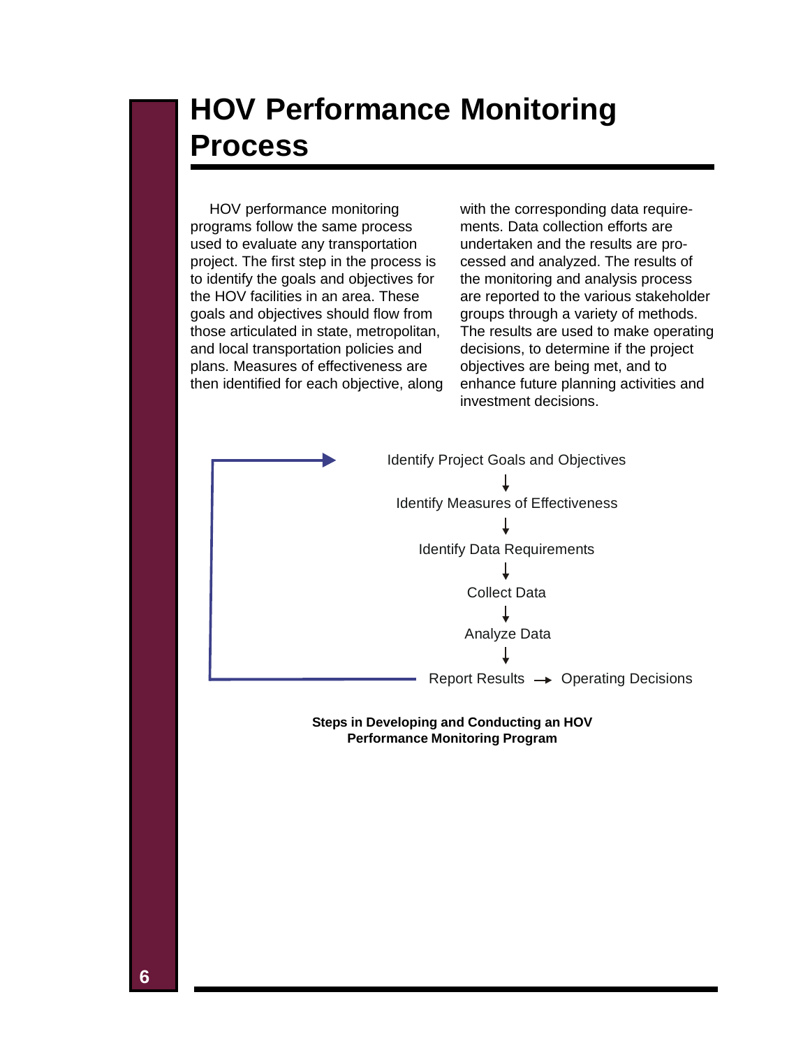# HOV Performance Monitoring Process

HOV performance monitoring programs follow the same process used to evaluate any transportation project. The first step in the process is to identify the goals and objectives for the HOV facilities in an area. These goals and objectives should flow from those articulated in state, metropolitan, and local transportation policies and plans. Measures of effectiveness are then identified for each objective, along with the corresponding data requirements. Data collection efforts are undertaken and the results are processed and analyzed. The results of the monitoring and analysis process are reported to the various stakeholder groups through a variety of methods. The results are used to make operating decisions, to determine if the project objectives are being met, and to enhance future planning activities and investment decisions.

Identify Project Goals and Objectives
↓
Identify Measures of Effectiveness
↓
Identify Data Requirements
↓
Collect Data
↓
Analyze Data
↓
Report Results → Operating Decisions

**Steps in Developing and Conducting an HOV Performance Monitoring Program**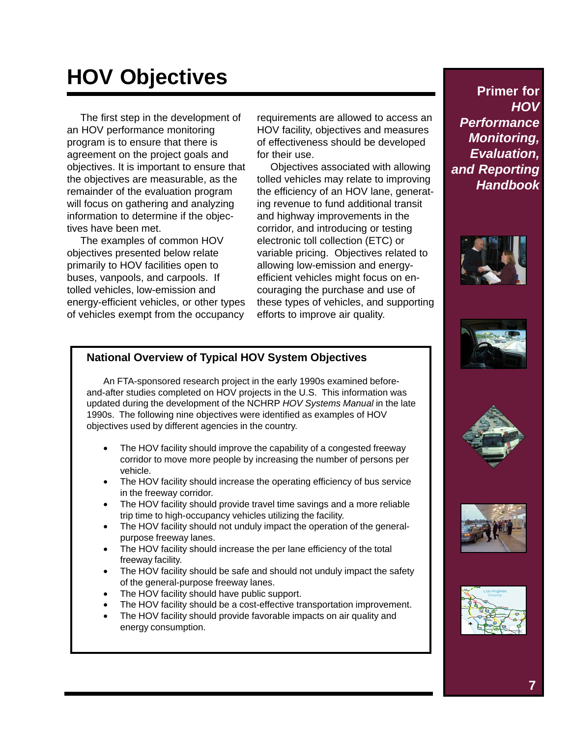# HOV Objectives

The first step in the development of an HOV performance monitoring program is to ensure that there is agreement on the project goals and objectives. It is important to ensure that the objectives are measurable, as the remainder of the evaluation program will focus on gathering and analyzing information to determine if the objectives have been met.

The examples of common HOV objectives presented below relate primarily to HOV facilities open to buses, vanpools, and carpools. If tolled vehicles, low-emission and energy-efficient vehicles, or other types of vehicles exempt from the occupancy requirements are allowed to access an HOV facility, objectives and measures of effectiveness should be developed for their use.

Objectives associated with allowing tolled vehicles may relate to improving the efficiency of an HOV lane, generating revenue to fund additional transit and highway improvements in the corridor, and introducing or testing electronic toll collection (ETC) or variable pricing. Objectives related to allowing low-emission and energy-efficient vehicles might focus on encouraging the purchase and use of these types of vehicles, and supporting efforts to improve air quality.

### National Overview of Typical HOV System Objectives

An FTA-sponsored research project in the early 1990s examined before-and-after studies completed on HOV projects in the U.S. This information was updated during the development of the NCHRP *HOV Systems Manual* in the late 1990s. The following nine objectives were identified as examples of HOV objectives used by different agencies in the country.

- The HOV facility should improve the capability of a congested freeway corridor to move more people by increasing the number of persons per vehicle.
- The HOV facility should increase the operating efficiency of bus service in the freeway corridor.
- The HOV facility should provide travel time savings and a more reliable trip time to high-occupancy vehicles utilizing the facility.
- The HOV facility should not unduly impact the operation of the general-purpose freeway lanes.
- The HOV facility should increase the per lane efficiency of the total freeway facility.
- The HOV facility should be safe and should not unduly impact the safety of the general-purpose freeway lanes.
- The HOV facility should have public support.
- The HOV facility should be a cost-effective transportation improvement.
- The HOV facility should provide favorable impacts on air quality and energy consumption.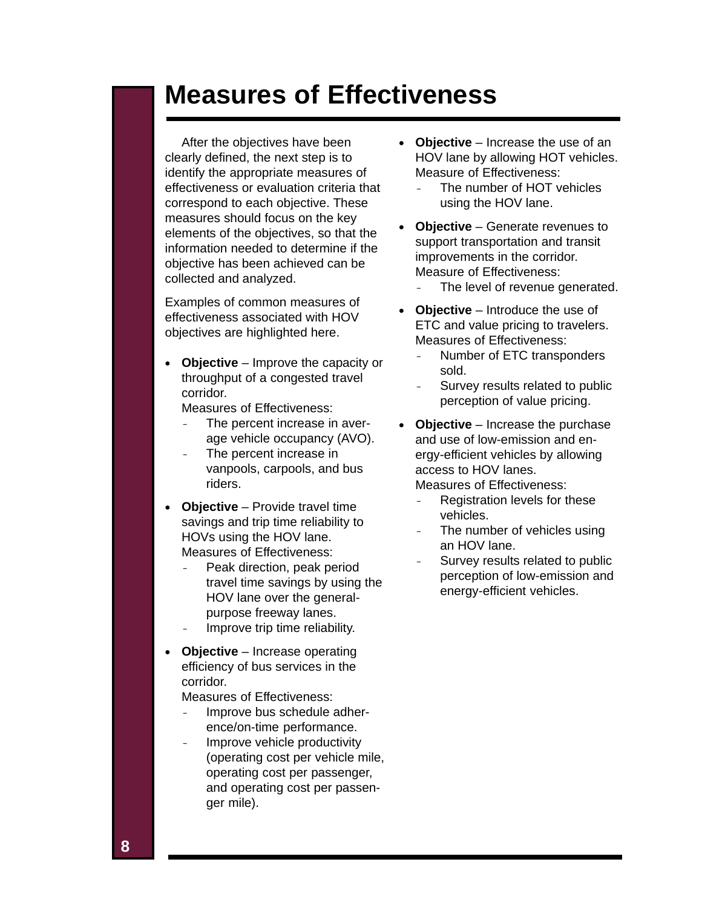# Measures of Effectiveness

After the objectives have been clearly defined, the next step is to identify the appropriate measures of effectiveness or evaluation criteria that correspond to each objective. These measures should focus on the key elements of the objectives, so that the information needed to determine if the objective has been achieved can be collected and analyzed.

Examples of common measures of effectiveness associated with HOV objectives are highlighted here.

- **Objective** – Improve the capacity or throughput of a congested travel corridor.
  Measures of Effectiveness:
  - The percent increase in average vehicle occupancy (AVO).
  - The percent increase in vanpools, carpools, and bus riders.
- **Objective** – Provide travel time savings and trip time reliability to HOVs using the HOV lane.
  Measures of Effectiveness:
  - Peak direction, peak period travel time savings by using the HOV lane over the general-purpose freeway lanes.
  - Improve trip time reliability.
- **Objective** – Increase operating efficiency of bus services in the corridor.
  Measures of Effectiveness:
  - Improve bus schedule adherence/on-time performance.
  - Improve vehicle productivity (operating cost per vehicle mile, operating cost per passenger, and operating cost per passenger mile).
- **Objective** – Increase the use of an HOV lane by allowing HOT vehicles.
  Measure of Effectiveness:
  - The number of HOT vehicles using the HOV lane.
- **Objective** – Generate revenues to support transportation and transit improvements in the corridor.
  Measure of Effectiveness:
  - The level of revenue generated.
- **Objective** – Introduce the use of ETC and value pricing to travelers.
  Measures of Effectiveness:
  - Number of ETC transponders sold.
  - Survey results related to public perception of value pricing.
- **Objective** – Increase the purchase and use of low-emission and energy-efficient vehicles by allowing access to HOV lanes.
  Measures of Effectiveness:
  - Registration levels for these vehicles.
  - The number of vehicles using an HOV lane.
  - Survey results related to public perception of low-emission and energy-efficient vehicles.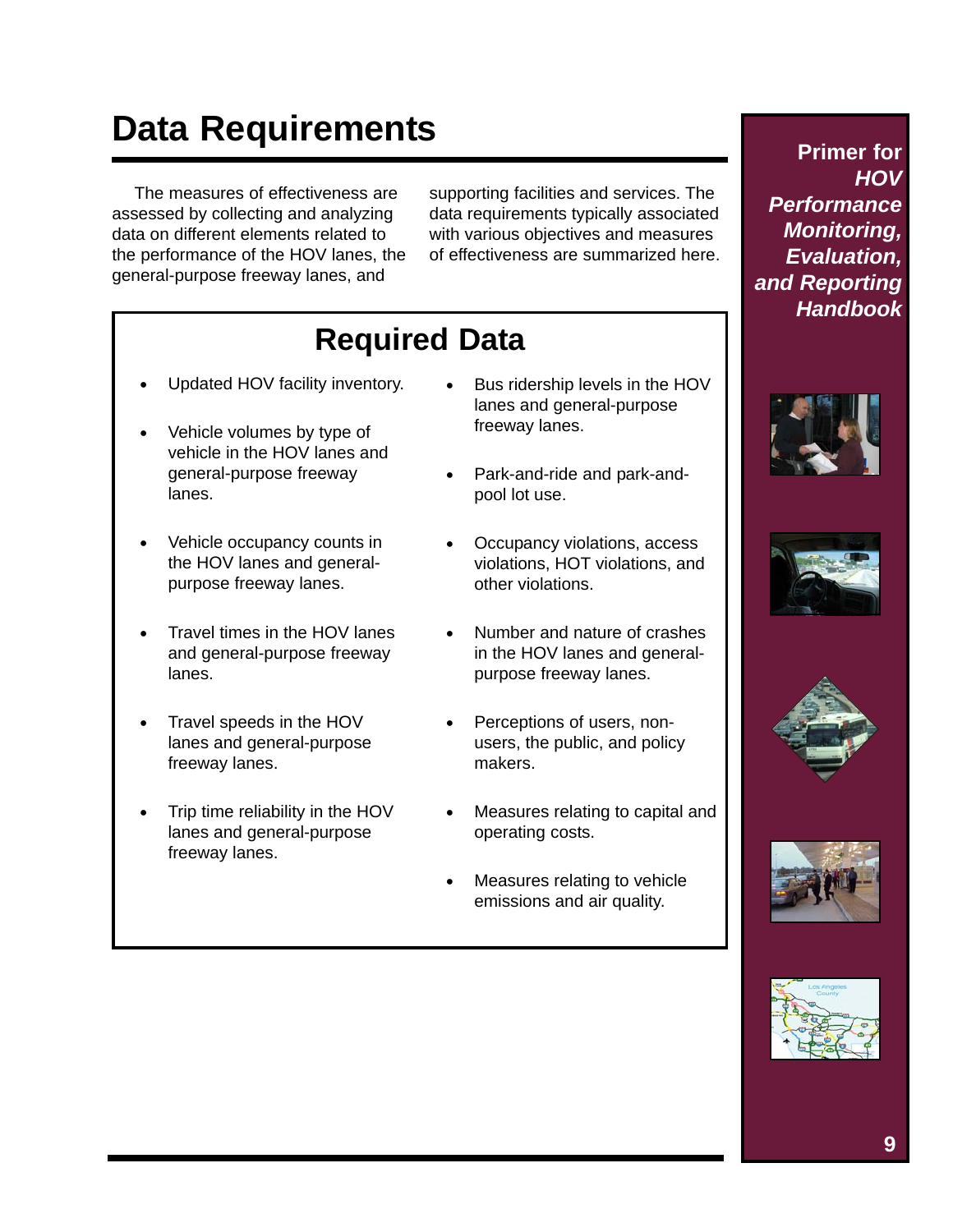# Data Requirements

The measures of effectiveness are assessed by collecting and analyzing data on different elements related to the performance of the HOV lanes, the general-purpose freeway lanes, and supporting facilities and services. The data requirements typically associated with various objectives and measures of effectiveness are summarized here.

## Required Data

- Updated HOV facility inventory.
- Vehicle volumes by type of vehicle in the HOV lanes and general-purpose freeway lanes.
- Vehicle occupancy counts in the HOV lanes and general-purpose freeway lanes.
- Travel times in the HOV lanes and general-purpose freeway lanes.
- Travel speeds in the HOV lanes and general-purpose freeway lanes.
- Trip time reliability in the HOV lanes and general-purpose freeway lanes.
- Bus ridership levels in the HOV lanes and general-purpose freeway lanes.
- Park-and-ride and park-and-pool lot use.
- Occupancy violations, access violations, HOT violations, and other violations.
- Number and nature of crashes in the HOV lanes and general-purpose freeway lanes.
- Perceptions of users, non-users, the public, and policy makers.
- Measures relating to capital and operating costs.
- Measures relating to vehicle emissions and air quality.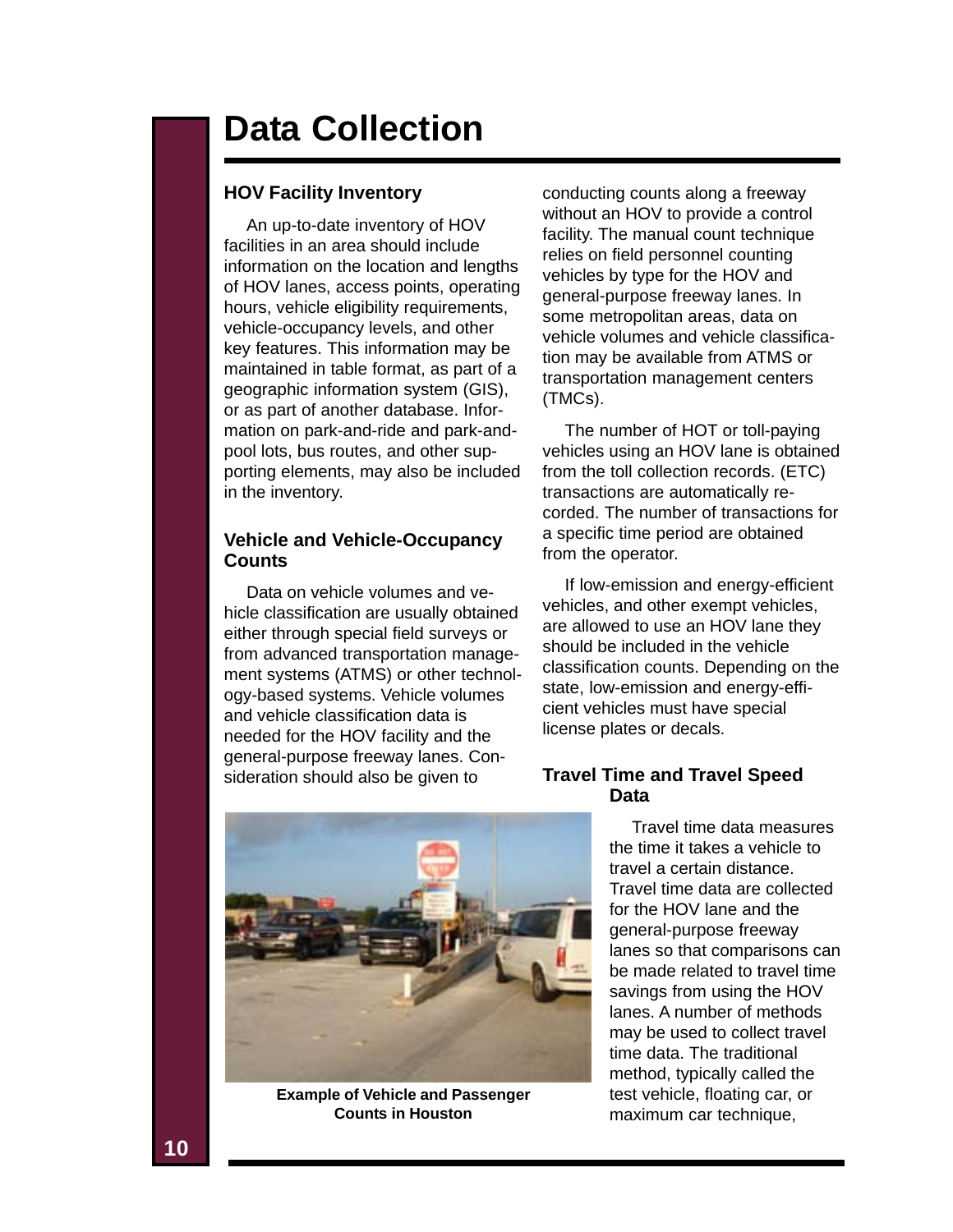# Data Collection

## HOV Facility Inventory

An up-to-date inventory of HOV facilities in an area should include information on the location and lengths of HOV lanes, access points, operating hours, vehicle eligibility requirements, vehicle-occupancy levels, and other key features. This information may be maintained in table format, as part of a geographic information system (GIS), or as part of another database. Information on park-and-ride and park-and-pool lots, bus routes, and other supporting elements, may also be included in the inventory.

## Vehicle and Vehicle-Occupancy Counts

Data on vehicle volumes and vehicle classification are usually obtained either through special field surveys or from advanced transportation management systems (ATMS) or other technology-based systems. Vehicle volumes and vehicle classification data is needed for the HOV facility and the general-purpose freeway lanes. Consideration should also be given to conducting counts along a freeway without an HOV to provide a control facility. The manual count technique relies on field personnel counting vehicles by type for the HOV and general-purpose freeway lanes. In some metropolitan areas, data on vehicle volumes and vehicle classification may be available from ATMS or transportation management centers (TMCs).

The number of HOT or toll-paying vehicles using an HOV lane is obtained from the toll collection records. (ETC) transactions are automatically recorded. The number of transactions for a specific time period are obtained from the operator.

If low-emission and energy-efficient vehicles, and other exempt vehicles, are allowed to use an HOV lane they should be included in the vehicle classification counts. Depending on the state, low-emission and energy-efficient vehicles must have special license plates or decals.

## Travel Time and Travel Speed Data

Travel time data measures the time it takes a vehicle to travel a certain distance. Travel time data are collected for the HOV lane and the general-purpose freeway lanes so that comparisons can be made related to travel time savings from using the HOV lanes. A number of methods may be used to collect travel time data. The traditional method, typically called the test vehicle, floating car, or maximum car technique,

**Example of Vehicle and Passenger Counts in Houston**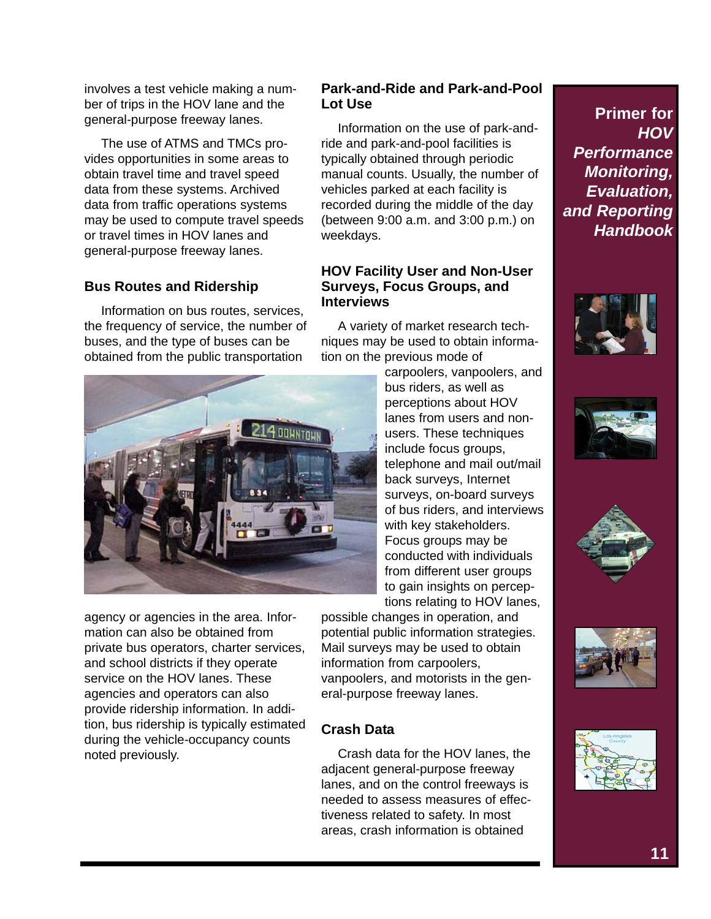involves a test vehicle making a number of trips in the HOV lane and the general-purpose freeway lanes.

The use of ATMS and TMCs provides opportunities in some areas to obtain travel time and travel speed data from these systems. Archived data from traffic operations systems may be used to compute travel speeds or travel times in HOV lanes and general-purpose freeway lanes.

### Bus Routes and Ridership

Information on bus routes, services, the frequency of service, the number of buses, and the type of buses can be obtained from the public transportation agency or agencies in the area. Information can also be obtained from private bus operators, charter services, and school districts if they operate service on the HOV lanes. These agencies and operators can also provide ridership information. In addition, bus ridership is typically estimated during the vehicle-occupancy counts noted previously.

### Park-and-Ride and Park-and-Pool Lot Use

Information on the use of park-and-ride and park-and-pool facilities is typically obtained through periodic manual counts. Usually, the number of vehicles parked at each facility is recorded during the middle of the day (between 9:00 a.m. and 3:00 p.m.) on weekdays.

### HOV Facility User and Non-User Surveys, Focus Groups, and Interviews

A variety of market research techniques may be used to obtain information on the previous mode of carpoolers, vanpoolers, and bus riders, as well as perceptions about HOV lanes from users and non-users. These techniques include focus groups, telephone and mail out/mail back surveys, Internet surveys, on-board surveys of bus riders, and interviews with key stakeholders. Focus groups may be conducted with individuals from different user groups to gain insights on perceptions relating to HOV lanes, possible changes in operation, and potential public information strategies. Mail surveys may be used to obtain information from carpoolers, vanpoolers, and motorists in the general-purpose freeway lanes.

### Crash Data

Crash data for the HOV lanes, the adjacent general-purpose freeway lanes, and on the control freeways is needed to assess measures of effectiveness related to safety. In most areas, crash information is obtained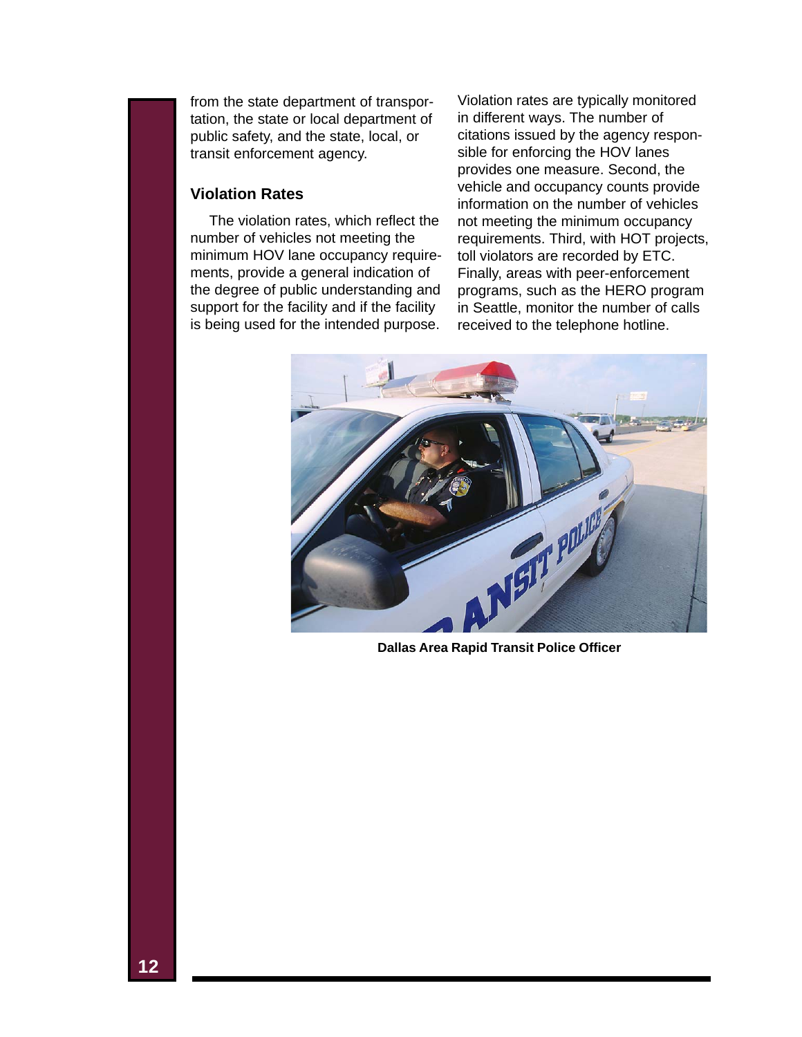from the state department of transportation, the state or local department of public safety, and the state, local, or transit enforcement agency.

### Violation Rates

The violation rates, which reflect the number of vehicles not meeting the minimum HOV lane occupancy requirements, provide a general indication of the degree of public understanding and support for the facility and if the facility is being used for the intended purpose.

Violation rates are typically monitored in different ways. The number of citations issued by the agency responsible for enforcing the HOV lanes provides one measure. Second, the vehicle and occupancy counts provide information on the number of vehicles not meeting the minimum occupancy requirements. Third, with HOT projects, toll violators are recorded by ETC. Finally, areas with peer-enforcement programs, such as the HERO program in Seattle, monitor the number of calls received to the telephone hotline.

**Dallas Area Rapid Transit Police Officer**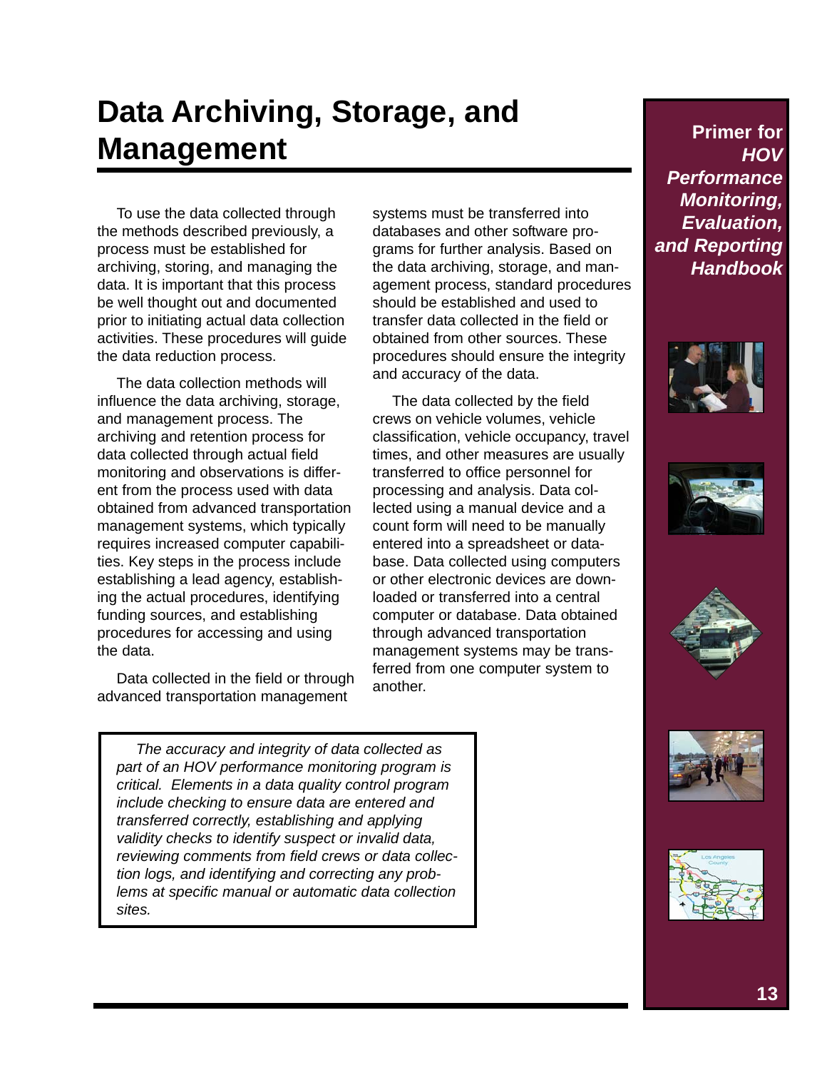# Data Archiving, Storage, and Management

To use the data collected through the methods described previously, a process must be established for archiving, storing, and managing the data. It is important that this process be well thought out and documented prior to initiating actual data collection activities. These procedures will guide the data reduction process.

The data collection methods will influence the data archiving, storage, and management process. The archiving and retention process for data collected through actual field monitoring and observations is different from the process used with data obtained from advanced transportation management systems, which typically requires increased computer capabilities. Key steps in the process include establishing a lead agency, establishing the actual procedures, identifying funding sources, and establishing procedures for accessing and using the data.

Data collected in the field or through advanced transportation management systems must be transferred into databases and other software programs for further analysis. Based on the data archiving, storage, and management process, standard procedures should be established and used to transfer data collected in the field or obtained from other sources. These procedures should ensure the integrity and accuracy of the data.

The data collected by the field crews on vehicle volumes, vehicle classification, vehicle occupancy, travel times, and other measures are usually transferred to office personnel for processing and analysis. Data collected using a manual device and a count form will need to be manually entered into a spreadsheet or database. Data collected using computers or other electronic devices are downloaded or transferred into a central computer or database. Data obtained through advanced transportation management systems may be transferred from one computer system to another.

*The accuracy and integrity of data collected as part of an HOV performance monitoring program is critical. Elements in a data quality control program include checking to ensure data are entered and transferred correctly, establishing and applying validity checks to identify suspect or invalid data, reviewing comments from field crews or data collection logs, and identifying and correcting any problems at specific manual or automatic data collection sites.*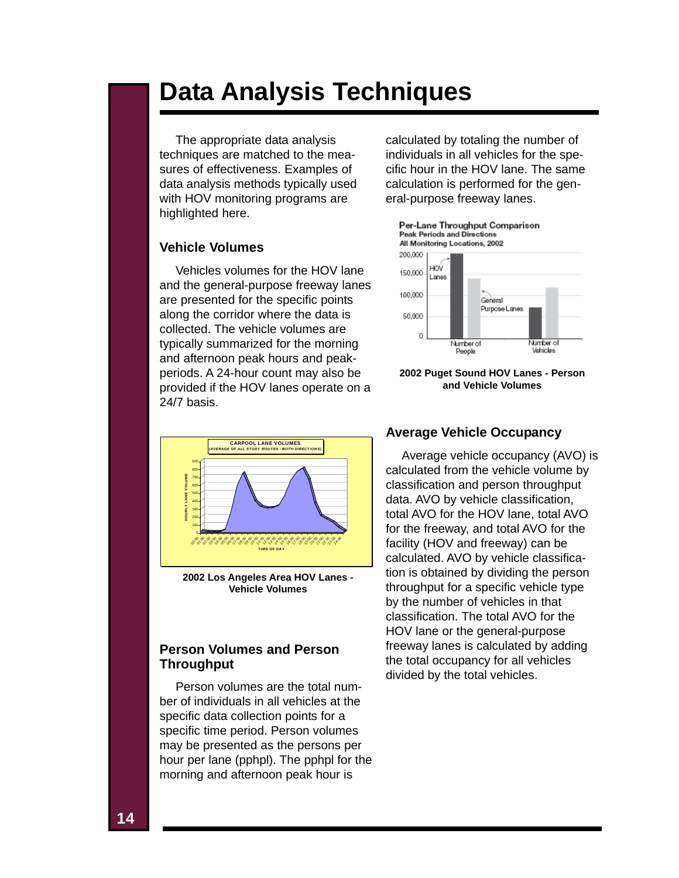# Data Analysis Techniques

The appropriate data analysis techniques are matched to the measures of effectiveness. Examples of data analysis methods typically used with HOV monitoring programs are highlighted here.

## Vehicle Volumes

Vehicles volumes for the HOV lane and the general-purpose freeway lanes are presented for the specific points along the corridor where the data is collected. The vehicle volumes are typically summarized for the morning and afternoon peak hours and peak-periods. A 24-hour count may also be provided if the HOV lanes operate on a 24/7 basis.

2002 Los Angeles Area HOV Lanes - Vehicle Volumes

## Person Volumes and Person Throughput

Person volumes are the total number of individuals in all vehicles at the specific data collection points for a specific time period. Person volumes may be presented as the persons per hour per lane (pphpl). The pphpl for the morning and afternoon peak hour is calculated by totaling the number of individuals in all vehicles for the specific hour in the HOV lane. The same calculation is performed for the general-purpose freeway lanes.

2002 Puget Sound HOV Lanes - Person and Vehicle Volumes

## Average Vehicle Occupancy

Average vehicle occupancy (AVO) is calculated from the vehicle volume by classification and person throughput data. AVO by vehicle classification, total AVO for the HOV lane, total AVO for the freeway, and total AVO for the facility (HOV and freeway) can be calculated. AVO by vehicle classification is obtained by dividing the person throughput for a specific vehicle type by the number of vehicles in that classification. The total AVO for the HOV lane or the general-purpose freeway lanes is calculated by adding the total occupancy for all vehicles divided by the total vehicles.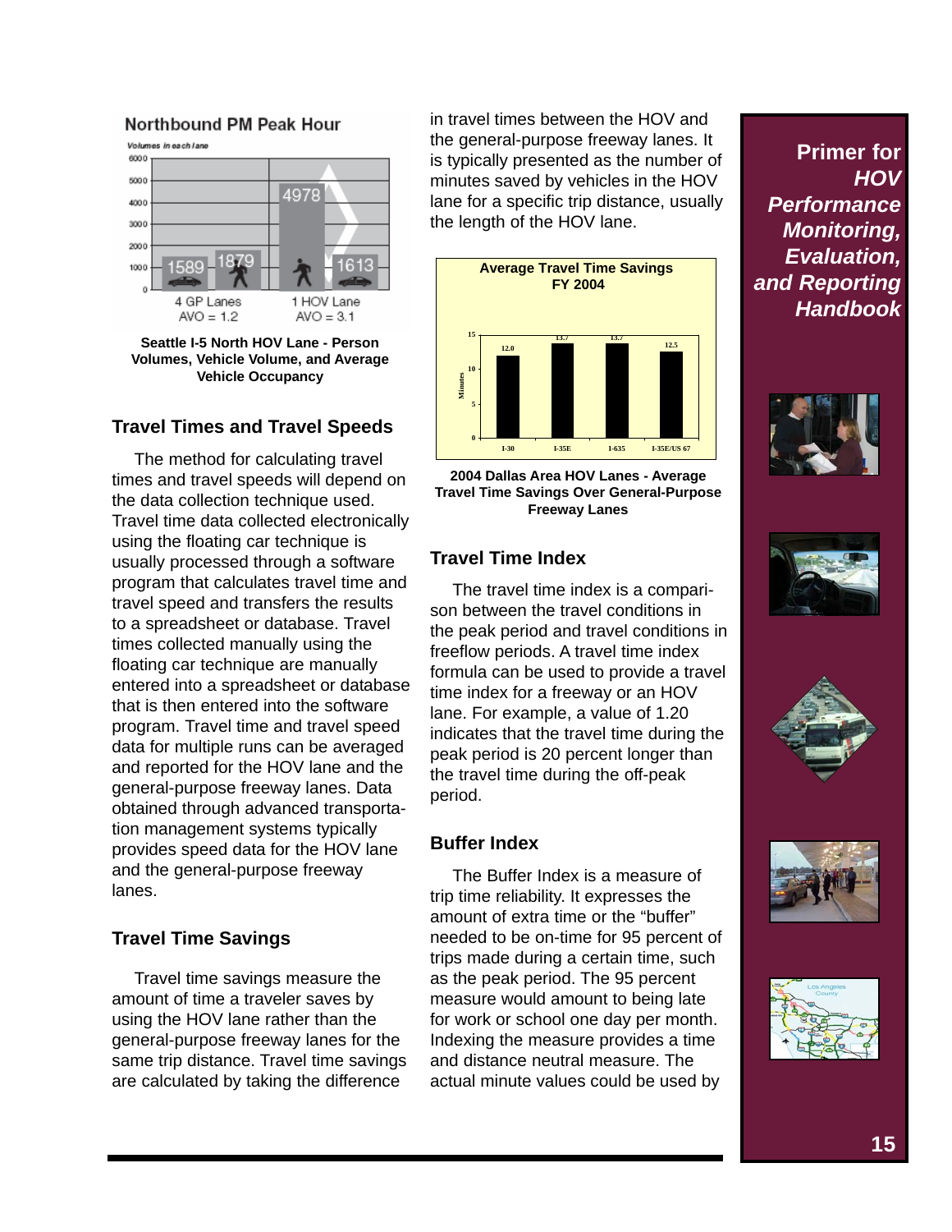Seattle I-5 North HOV Lane - Person Volumes, Vehicle Volume, and Average Vehicle Occupancy

## Travel Times and Travel Speeds

The method for calculating travel times and travel speeds will depend on the data collection technique used. Travel time data collected electronically using the floating car technique is usually processed through a software program that calculates travel time and travel speed and transfers the results to a spreadsheet or database. Travel times collected manually using the floating car technique are manually entered into a spreadsheet or database that is then entered into the software program. Travel time and travel speed data for multiple runs can be averaged and reported for the HOV lane and the general-purpose freeway lanes. Data obtained through advanced transportation management systems typically provides speed data for the HOV lane and the general-purpose freeway lanes.

## Travel Time Savings

Travel time savings measure the amount of time a traveler saves by using the HOV lane rather than the general-purpose freeway lanes for the same trip distance. Travel time savings are calculated by taking the difference in travel times between the HOV and the general-purpose freeway lanes. It is typically presented as the number of minutes saved by vehicles in the HOV lane for a specific trip distance, usually the length of the HOV lane.

2004 Dallas Area HOV Lanes - Average Travel Time Savings Over General-Purpose Freeway Lanes

## Travel Time Index

The travel time index is a comparison between the travel conditions in the peak period and travel conditions in freeflow periods. A travel time index formula can be used to provide a travel time index for a freeway or an HOV lane. For example, a value of 1.20 indicates that the travel time during the peak period is 20 percent longer than the travel time during the off-peak period.

## Buffer Index

The Buffer Index is a measure of trip time reliability. It expresses the amount of extra time or the "buffer" needed to be on-time for 95 percent of trips made during a certain time, such as the peak period. The 95 percent measure would amount to being late for work or school one day per month. Indexing the measure provides a time and distance neutral measure. The actual minute values could be used by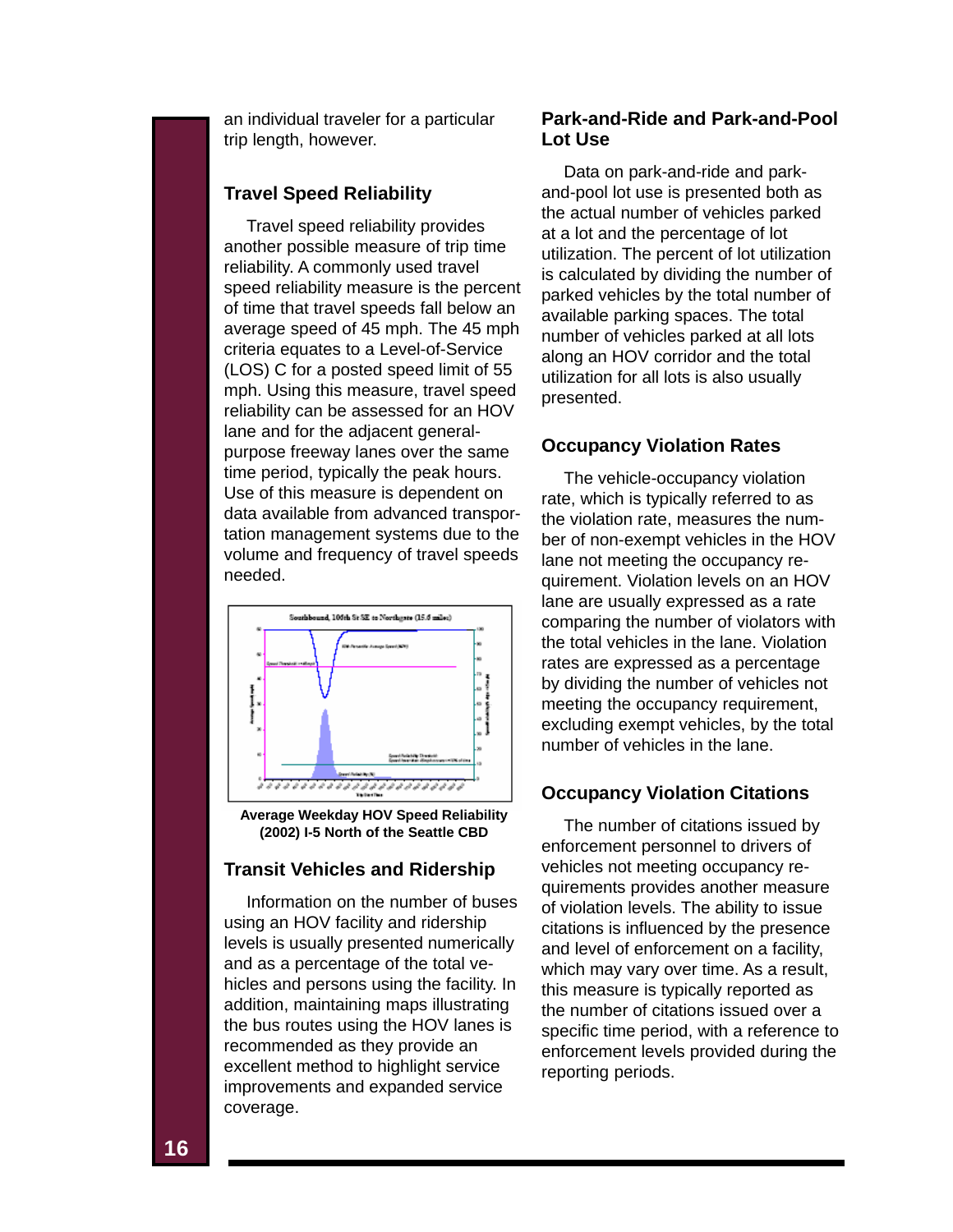an individual traveler for a particular trip length, however.

### Travel Speed Reliability

Travel speed reliability provides another possible measure of trip time reliability. A commonly used travel speed reliability measure is the percent of time that travel speeds fall below an average speed of 45 mph. The 45 mph criteria equates to a Level-of-Service (LOS) C for a posted speed limit of 55 mph. Using this measure, travel speed reliability can be assessed for an HOV lane and for the adjacent general-purpose freeway lanes over the same time period, typically the peak hours. Use of this measure is dependent on data available from advanced transportation management systems due to the volume and frequency of travel speeds needed.

**Average Weekday HOV Speed Reliability (2002) I-5 North of the Seattle CBD**

### Transit Vehicles and Ridership

Information on the number of buses using an HOV facility and ridership levels is usually presented numerically and as a percentage of the total vehicles and persons using the facility. In addition, maintaining maps illustrating the bus routes using the HOV lanes is recommended as they provide an excellent method to highlight service improvements and expanded service coverage.

### Park-and-Ride and Park-and-Pool Lot Use

Data on park-and-ride and park-and-pool lot use is presented both as the actual number of vehicles parked at a lot and the percentage of lot utilization. The percent of lot utilization is calculated by dividing the number of parked vehicles by the total number of available parking spaces. The total number of vehicles parked at all lots along an HOV corridor and the total utilization for all lots is also usually presented.

### Occupancy Violation Rates

The vehicle-occupancy violation rate, which is typically referred to as the violation rate, measures the number of non-exempt vehicles in the HOV lane not meeting the occupancy requirement. Violation levels on an HOV lane are usually expressed as a rate comparing the number of violators with the total vehicles in the lane. Violation rates are expressed as a percentage by dividing the number of vehicles not meeting the occupancy requirement, excluding exempt vehicles, by the total number of vehicles in the lane.

### Occupancy Violation Citations

The number of citations issued by enforcement personnel to drivers of vehicles not meeting occupancy requirements provides another measure of violation levels. The ability to issue citations is influenced by the presence and level of enforcement on a facility, which may vary over time. As a result, this measure is typically reported as the number of citations issued over a specific time period, with a reference to enforcement levels provided during the reporting periods.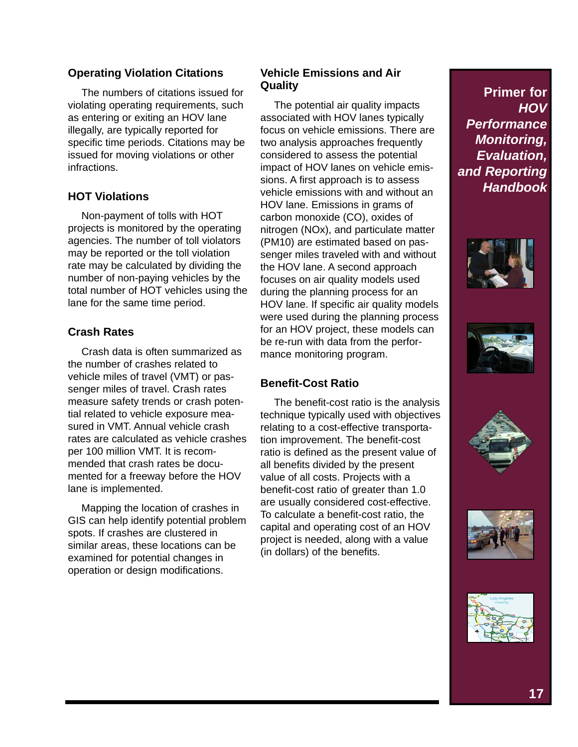### Operating Violation Citations

The numbers of citations issued for violating operating requirements, such as entering or exiting an HOV lane illegally, are typically reported for specific time periods. Citations may be issued for moving violations or other infractions.

### HOT Violations

Non-payment of tolls with HOT projects is monitored by the operating agencies. The number of toll violators may be reported or the toll violation rate may be calculated by dividing the number of non-paying vehicles by the total number of HOT vehicles using the lane for the same time period.

### Crash Rates

Crash data is often summarized as the number of crashes related to vehicle miles of travel (VMT) or passenger miles of travel. Crash rates measure safety trends or crash potential related to vehicle exposure measured in VMT. Annual vehicle crash rates are calculated as vehicle crashes per 100 million VMT. It is recommended that crash rates be documented for a freeway before the HOV lane is implemented.

Mapping the location of crashes in GIS can help identify potential problem spots. If crashes are clustered in similar areas, these locations can be examined for potential changes in operation or design modifications.

### Vehicle Emissions and Air Quality

The potential air quality impacts associated with HOV lanes typically focus on vehicle emissions. There are two analysis approaches frequently considered to assess the potential impact of HOV lanes on vehicle emissions. A first approach is to assess vehicle emissions with and without an HOV lane. Emissions in grams of carbon monoxide (CO), oxides of nitrogen (NOx), and particulate matter (PM10) are estimated based on passenger miles traveled with and without the HOV lane. A second approach focuses on air quality models used during the planning process for an HOV lane. If specific air quality models were used during the planning process for an HOV project, these models can be re-run with data from the performance monitoring program.

### Benefit-Cost Ratio

The benefit-cost ratio is the analysis technique typically used with objectives relating to a cost-effective transportation improvement. The benefit-cost ratio is defined as the present value of all benefits divided by the present value of all costs. Projects with a benefit-cost ratio of greater than 1.0 are usually considered cost-effective. To calculate a benefit-cost ratio, the capital and operating cost of an HOV project is needed, along with a value (in dollars) of the benefits.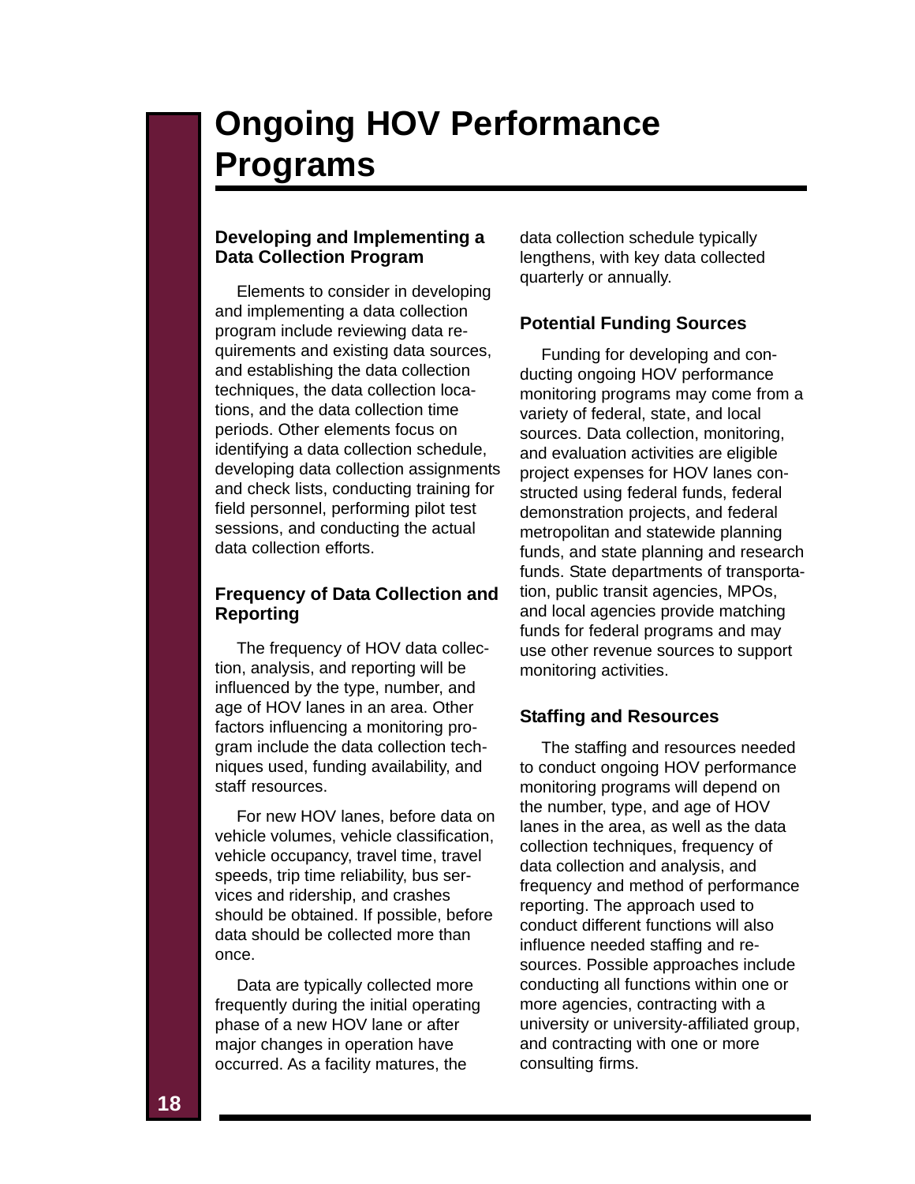# Ongoing HOV Performance Programs

### Developing and Implementing a Data Collection Program

Elements to consider in developing and implementing a data collection program include reviewing data requirements and existing data sources, and establishing the data collection techniques, the data collection locations, and the data collection time periods. Other elements focus on identifying a data collection schedule, developing data collection assignments and check lists, conducting training for field personnel, performing pilot test sessions, and conducting the actual data collection efforts.

### Frequency of Data Collection and Reporting

The frequency of HOV data collection, analysis, and reporting will be influenced by the type, number, and age of HOV lanes in an area. Other factors influencing a monitoring program include the data collection techniques used, funding availability, and staff resources.

For new HOV lanes, before data on vehicle volumes, vehicle classification, vehicle occupancy, travel time, travel speeds, trip time reliability, bus services and ridership, and crashes should be obtained. If possible, before data should be collected more than once.

Data are typically collected more frequently during the initial operating phase of a new HOV lane or after major changes in operation have occurred. As a facility matures, the data collection schedule typically lengthens, with key data collected quarterly or annually.

### Potential Funding Sources

Funding for developing and conducting ongoing HOV performance monitoring programs may come from a variety of federal, state, and local sources. Data collection, monitoring, and evaluation activities are eligible project expenses for HOV lanes constructed using federal funds, federal demonstration projects, and federal metropolitan and statewide planning funds, and state planning and research funds. State departments of transportation, public transit agencies, MPOs, and local agencies provide matching funds for federal programs and may use other revenue sources to support monitoring activities.

### Staffing and Resources

The staffing and resources needed to conduct ongoing HOV performance monitoring programs will depend on the number, type, and age of HOV lanes in the area, as well as the data collection techniques, frequency of data collection and analysis, and frequency and method of performance reporting. The approach used to conduct different functions will also influence needed staffing and resources. Possible approaches include conducting all functions within one or more agencies, contracting with a university or university-affiliated group, and contracting with one or more consulting firms.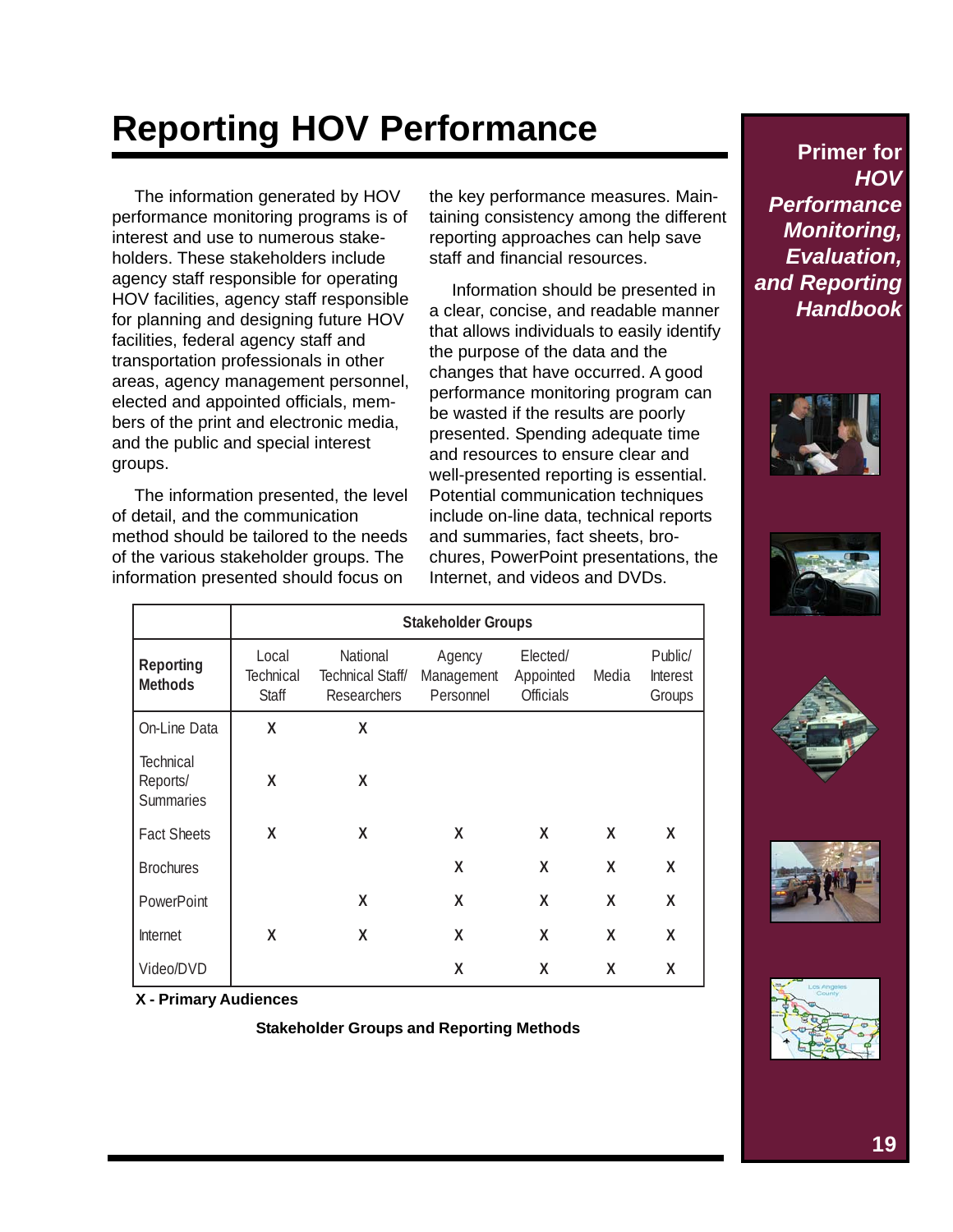# Reporting HOV Performance

The information generated by HOV performance monitoring programs is of interest and use to numerous stakeholders. These stakeholders include agency staff responsible for operating HOV facilities, agency staff responsible for planning and designing future HOV facilities, federal agency staff and transportation professionals in other areas, agency management personnel, elected and appointed officials, members of the print and electronic media, and the public and special interest groups.

The information presented, the level of detail, and the communication method should be tailored to the needs of the various stakeholder groups. The information presented should focus on the key performance measures. Maintaining consistency among the different reporting approaches can help save staff and financial resources.

Information should be presented in a clear, concise, and readable manner that allows individuals to easily identify the purpose of the data and the changes that have occurred. A good performance monitoring program can be wasted if the results are poorly presented. Spending adequate time and resources to ensure clear and well-presented reporting is essential. Potential communication techniques include on-line data, technical reports and summaries, fact sheets, brochures, PowerPoint presentations, the Internet, and videos and DVDs.

| | Stakeholder Groups | | | | | |
|---|---|---|---|---|---|---|
| **Reporting Methods** | Local Technical Staff | National Technical Staff/ Researchers | Agency Management Personnel | Elected/ Appointed Officials | Media | Public/ Interest Groups |
| On-Line Data | X | X | | | | |
| Technical Reports/ Summaries | X | X | | | | |
| Fact Sheets | X | X | X | X | X | X |
| Brochures | | | X | X | X | X |
| PowerPoint | | X | X | X | X | X |
| Internet | X | X | X | X | X | X |
| Video/DVD | | | X | X | X | X |

**X - Primary Audiences**

**Stakeholder Groups and Reporting Methods**

**Primer for *HOV Performance Monitoring, Evaluation, and Reporting Handbook***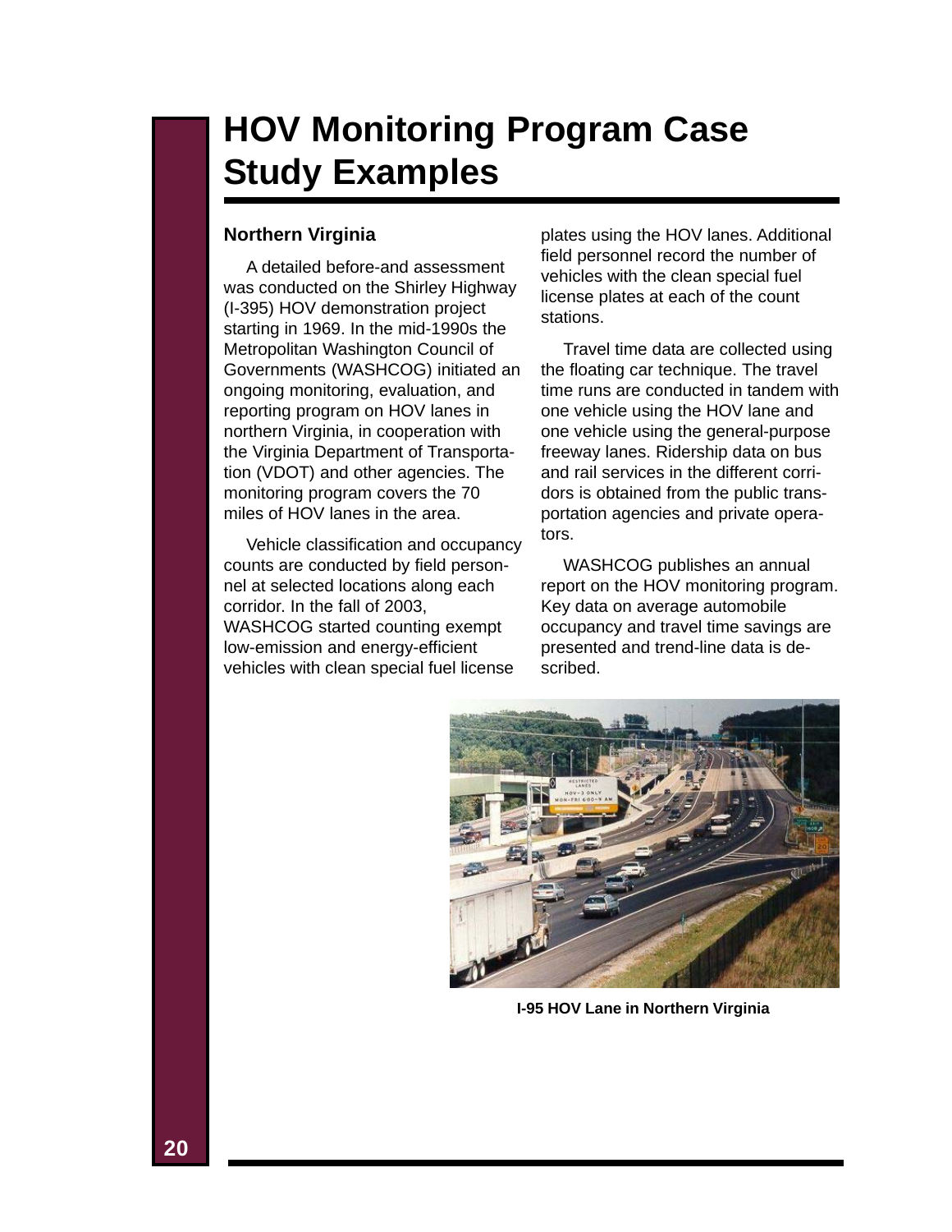# HOV Monitoring Program Case Study Examples

## Northern Virginia

A detailed before-and assessment was conducted on the Shirley Highway (I-395) HOV demonstration project starting in 1969. In the mid-1990s the Metropolitan Washington Council of Governments (WASHCOG) initiated an ongoing monitoring, evaluation, and reporting program on HOV lanes in northern Virginia, in cooperation with the Virginia Department of Transportation (VDOT) and other agencies. The monitoring program covers the 70 miles of HOV lanes in the area.

Vehicle classification and occupancy counts are conducted by field personnel at selected locations along each corridor. In the fall of 2003, WASHCOG started counting exempt low-emission and energy-efficient vehicles with clean special fuel license plates using the HOV lanes. Additional field personnel record the number of vehicles with the clean special fuel license plates at each of the count stations.

Travel time data are collected using the floating car technique. The travel time runs are conducted in tandem with one vehicle using the HOV lane and one vehicle using the general-purpose freeway lanes. Ridership data on bus and rail services in the different corridors is obtained from the public transportation agencies and private operators.

WASHCOG publishes an annual report on the HOV monitoring program. Key data on average automobile occupancy and travel time savings are presented and trend-line data is described.

**I-95 HOV Lane in Northern Virginia**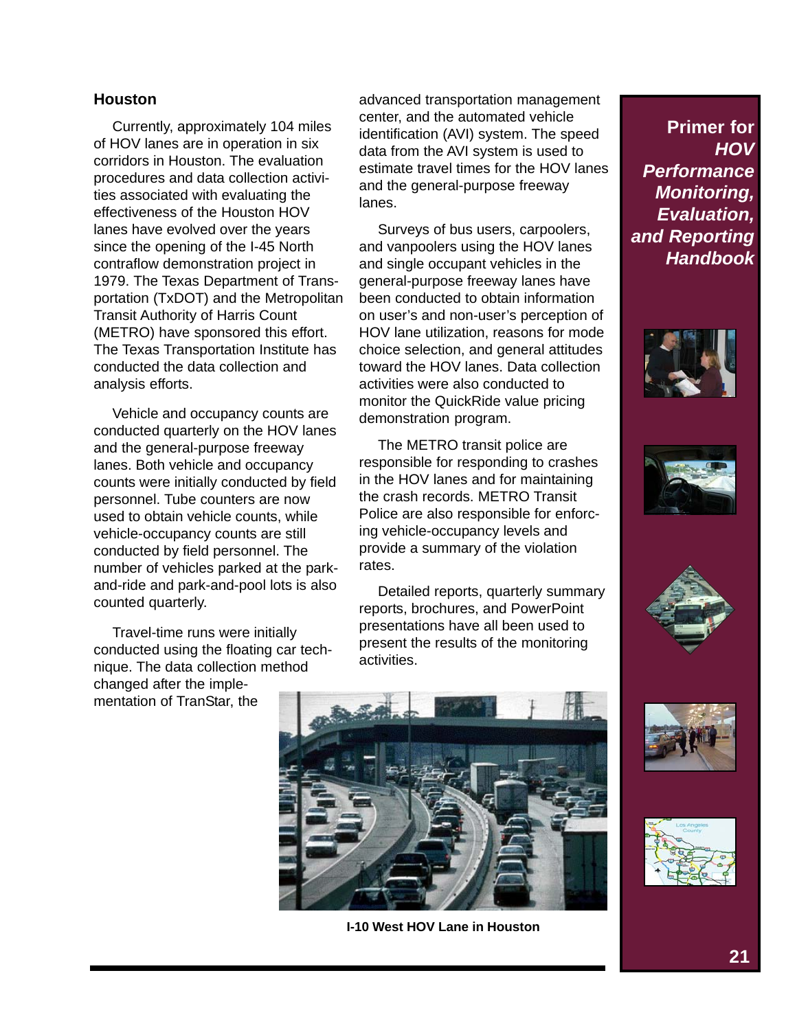## Houston

Currently, approximately 104 miles of HOV lanes are in operation in six corridors in Houston. The evaluation procedures and data collection activities associated with evaluating the effectiveness of the Houston HOV lanes have evolved over the years since the opening of the I-45 North contraflow demonstration project in 1979. The Texas Department of Transportation (TxDOT) and the Metropolitan Transit Authority of Harris Count (METRO) have sponsored this effort. The Texas Transportation Institute has conducted the data collection and analysis efforts.

Vehicle and occupancy counts are conducted quarterly on the HOV lanes and the general-purpose freeway lanes. Both vehicle and occupancy counts were initially conducted by field personnel. Tube counters are now used to obtain vehicle counts, while vehicle-occupancy counts are still conducted by field personnel. The number of vehicles parked at the park-and-ride and park-and-pool lots is also counted quarterly.

Travel-time runs were initially conducted using the floating car technique. The data collection method changed after the implementation of TranStar, the advanced transportation management center, and the automated vehicle identification (AVI) system. The speed data from the AVI system is used to estimate travel times for the HOV lanes and the general-purpose freeway lanes.

Surveys of bus users, carpoolers, and vanpoolers using the HOV lanes and single occupant vehicles in the general-purpose freeway lanes have been conducted to obtain information on user's and non-user's perception of HOV lane utilization, reasons for mode choice selection, and general attitudes toward the HOV lanes. Data collection activities were also conducted to monitor the QuickRide value pricing demonstration program.

The METRO transit police are responsible for responding to crashes in the HOV lanes and for maintaining the crash records. METRO Transit Police are also responsible for enforcing vehicle-occupancy levels and provide a summary of the violation rates.

Detailed reports, quarterly summary reports, brochures, and PowerPoint presentations have all been used to present the results of the monitoring activities.

**I-10 West HOV Lane in Houston**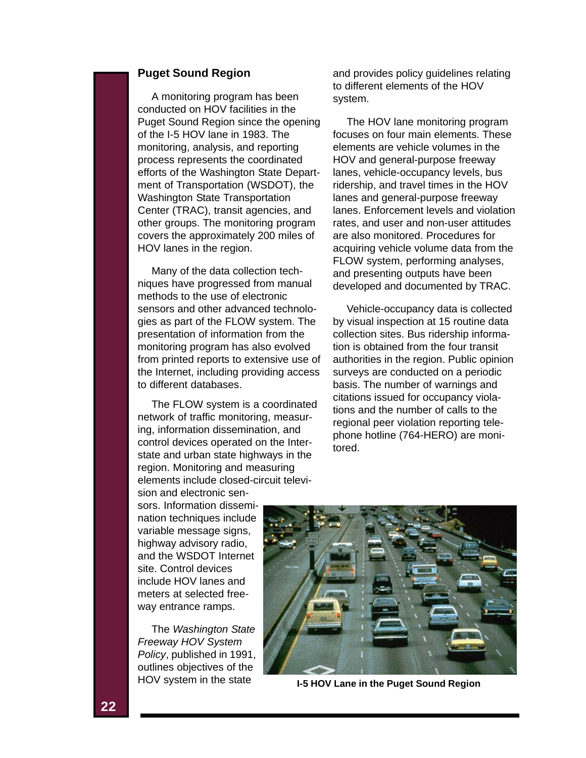## Puget Sound Region

A monitoring program has been conducted on HOV facilities in the Puget Sound Region since the opening of the I-5 HOV lane in 1983. The monitoring, analysis, and reporting process represents the coordinated efforts of the Washington State Department of Transportation (WSDOT), the Washington State Transportation Center (TRAC), transit agencies, and other groups. The monitoring program covers the approximately 200 miles of HOV lanes in the region.

Many of the data collection techniques have progressed from manual methods to the use of electronic sensors and other advanced technologies as part of the FLOW system. The presentation of information from the monitoring program has also evolved from printed reports to extensive use of the Internet, including providing access to different databases.

The FLOW system is a coordinated network of traffic monitoring, measuring, information dissemination, and control devices operated on the Interstate and urban state highways in the region. Monitoring and measuring elements include closed-circuit television and electronic sensors. Information dissemination techniques include variable message signs, highway advisory radio, and the WSDOT Internet site. Control devices include HOV lanes and meters at selected freeway entrance ramps.

The *Washington State Freeway HOV System Policy*, published in 1991, outlines objectives of the HOV system in the state and provides policy guidelines relating to different elements of the HOV system.

The HOV lane monitoring program focuses on four main elements. These elements are vehicle volumes in the HOV and general-purpose freeway lanes, vehicle-occupancy levels, bus ridership, and travel times in the HOV lanes and general-purpose freeway lanes. Enforcement levels and violation rates, and user and non-user attitudes are also monitored. Procedures for acquiring vehicle volume data from the FLOW system, performing analyses, and presenting outputs have been developed and documented by TRAC.

Vehicle-occupancy data is collected by visual inspection at 15 routine data collection sites. Bus ridership information is obtained from the four transit authorities in the region. Public opinion surveys are conducted on a periodic basis. The number of warnings and citations issued for occupancy violations and the number of calls to the regional peer violation reporting telephone hotline (764-HERO) are monitored.

**I-5 HOV Lane in the Puget Sound Region**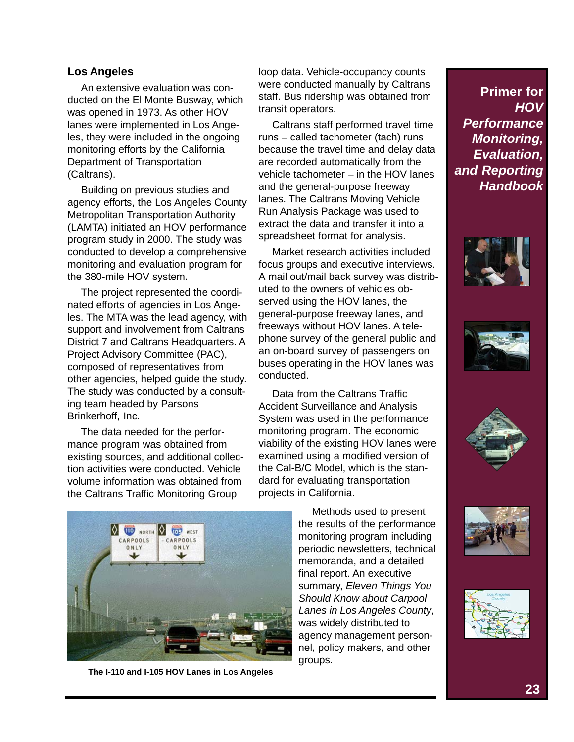## Los Angeles

An extensive evaluation was conducted on the El Monte Busway, which was opened in 1973. As other HOV lanes were implemented in Los Angeles, they were included in the ongoing monitoring efforts by the California Department of Transportation (Caltrans).

Building on previous studies and agency efforts, the Los Angeles County Metropolitan Transportation Authority (LAMTA) initiated an HOV performance program study in 2000. The study was conducted to develop a comprehensive monitoring and evaluation program for the 380-mile HOV system.

The project represented the coordinated efforts of agencies in Los Angeles. The MTA was the lead agency, with support and involvement from Caltrans District 7 and Caltrans Headquarters. A Project Advisory Committee (PAC), composed of representatives from other agencies, helped guide the study. The study was conducted by a consulting team headed by Parsons Brinkerhoff, Inc.

The data needed for the performance program was obtained from existing sources, and additional collection activities were conducted. Vehicle volume information was obtained from the Caltrans Traffic Monitoring Group loop data. Vehicle-occupancy counts were conducted manually by Caltrans staff. Bus ridership was obtained from transit operators.

Caltrans staff performed travel time runs – called tachometer (tach) runs because the travel time and delay data are recorded automatically from the vehicle tachometer – in the HOV lanes and the general-purpose freeway lanes. The Caltrans Moving Vehicle Run Analysis Package was used to extract the data and transfer it into a spreadsheet format for analysis.

Market research activities included focus groups and executive interviews. A mail out/mail back survey was distributed to the owners of vehicles observed using the HOV lanes, the general-purpose freeway lanes, and freeways without HOV lanes. A telephone survey of the general public and an on-board survey of passengers on buses operating in the HOV lanes was conducted.

Data from the Caltrans Traffic Accident Surveillance and Analysis System was used in the performance monitoring program. The economic viability of the existing HOV lanes were examined using a modified version of the Cal-B/C Model, which is the standard for evaluating transportation projects in California.

Methods used to present the results of the performance monitoring program including periodic newsletters, technical memoranda, and a detailed final report. An executive summary, *Eleven Things You Should Know about Carpool Lanes in Los Angeles County*, was widely distributed to agency management personnel, policy makers, and other groups.

**The I-110 and I-105 HOV Lanes in Los Angeles**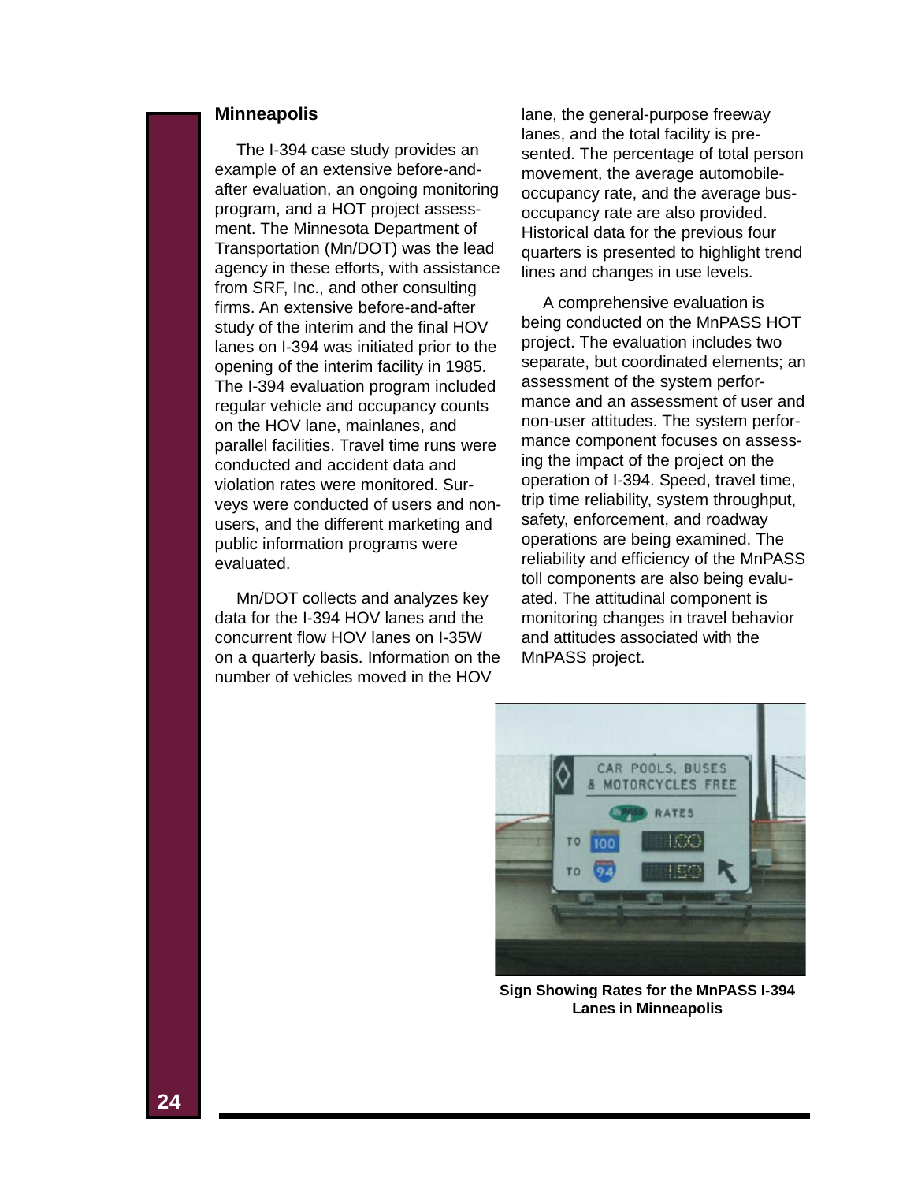## Minneapolis

The I-394 case study provides an example of an extensive before-and-after evaluation, an ongoing monitoring program, and a HOT project assessment. The Minnesota Department of Transportation (Mn/DOT) was the lead agency in these efforts, with assistance from SRF, Inc., and other consulting firms. An extensive before-and-after study of the interim and the final HOV lanes on I-394 was initiated prior to the opening of the interim facility in 1985. The I-394 evaluation program included regular vehicle and occupancy counts on the HOV lane, mainlanes, and parallel facilities. Travel time runs were conducted and accident data and violation rates were monitored. Surveys were conducted of users and non-users, and the different marketing and public information programs were evaluated.

Mn/DOT collects and analyzes key data for the I-394 HOV lanes and the concurrent flow HOV lanes on I-35W on a quarterly basis. Information on the number of vehicles moved in the HOV lane, the general-purpose freeway lanes, and the total facility is presented. The percentage of total person movement, the average automobile-occupancy rate, and the average bus-occupancy rate are also provided. Historical data for the previous four quarters is presented to highlight trend lines and changes in use levels.

A comprehensive evaluation is being conducted on the MnPASS HOT project. The evaluation includes two separate, but coordinated elements; an assessment of the system performance and an assessment of user and non-user attitudes. The system performance component focuses on assessing the impact of the project on the operation of I-394. Speed, travel time, trip time reliability, system throughput, safety, enforcement, and roadway operations are being examined. The reliability and efficiency of the MnPASS toll components are also being evaluated. The attitudinal component is monitoring changes in travel behavior and attitudes associated with the MnPASS project.

**Sign Showing Rates for the MnPASS I-394 Lanes in Minneapolis**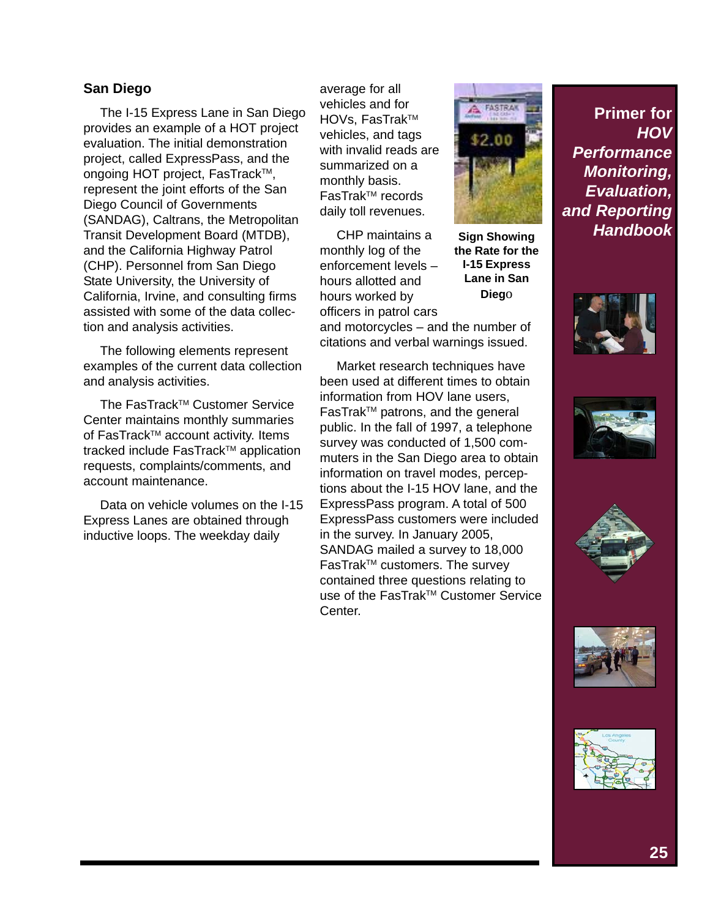## San Diego

The I-15 Express Lane in San Diego provides an example of a HOT project evaluation. The initial demonstration project, called ExpressPass, and the ongoing HOT project, FasTrack™, represent the joint efforts of the San Diego Council of Governments (SANDAG), Caltrans, the Metropolitan Transit Development Board (MTDB), and the California Highway Patrol (CHP). Personnel from San Diego State University, the University of California, Irvine, and consulting firms assisted with some of the data collection and analysis activities.

The following elements represent examples of the current data collection and analysis activities.

The FasTrack™ Customer Service Center maintains monthly summaries of FasTrack™ account activity. Items tracked include FasTrack™ application requests, complaints/comments, and account maintenance.

Data on vehicle volumes on the I-15 Express Lanes are obtained through inductive loops. The weekday daily average for all vehicles and for HOVs, FasTrak™ vehicles, and tags with invalid reads are summarized on a monthly basis. FasTrak™ records daily toll revenues.

**Sign Showing the Rate for the I-15 Express Lane in San Diego**

CHP maintains a monthly log of the enforcement levels – hours allotted and hours worked by officers in patrol cars and motorcycles – and the number of citations and verbal warnings issued.

Market research techniques have been used at different times to obtain information from HOV lane users, FasTrak™ patrons, and the general public. In the fall of 1997, a telephone survey was conducted of 1,500 commuters in the San Diego area to obtain information on travel modes, perceptions about the I-15 HOV lane, and the ExpressPass program. A total of 500 ExpressPass customers were included in the survey. In January 2005, SANDAG mailed a survey to 18,000 FasTrak™ customers. The survey contained three questions relating to use of the FasTrak™ Customer Service Center.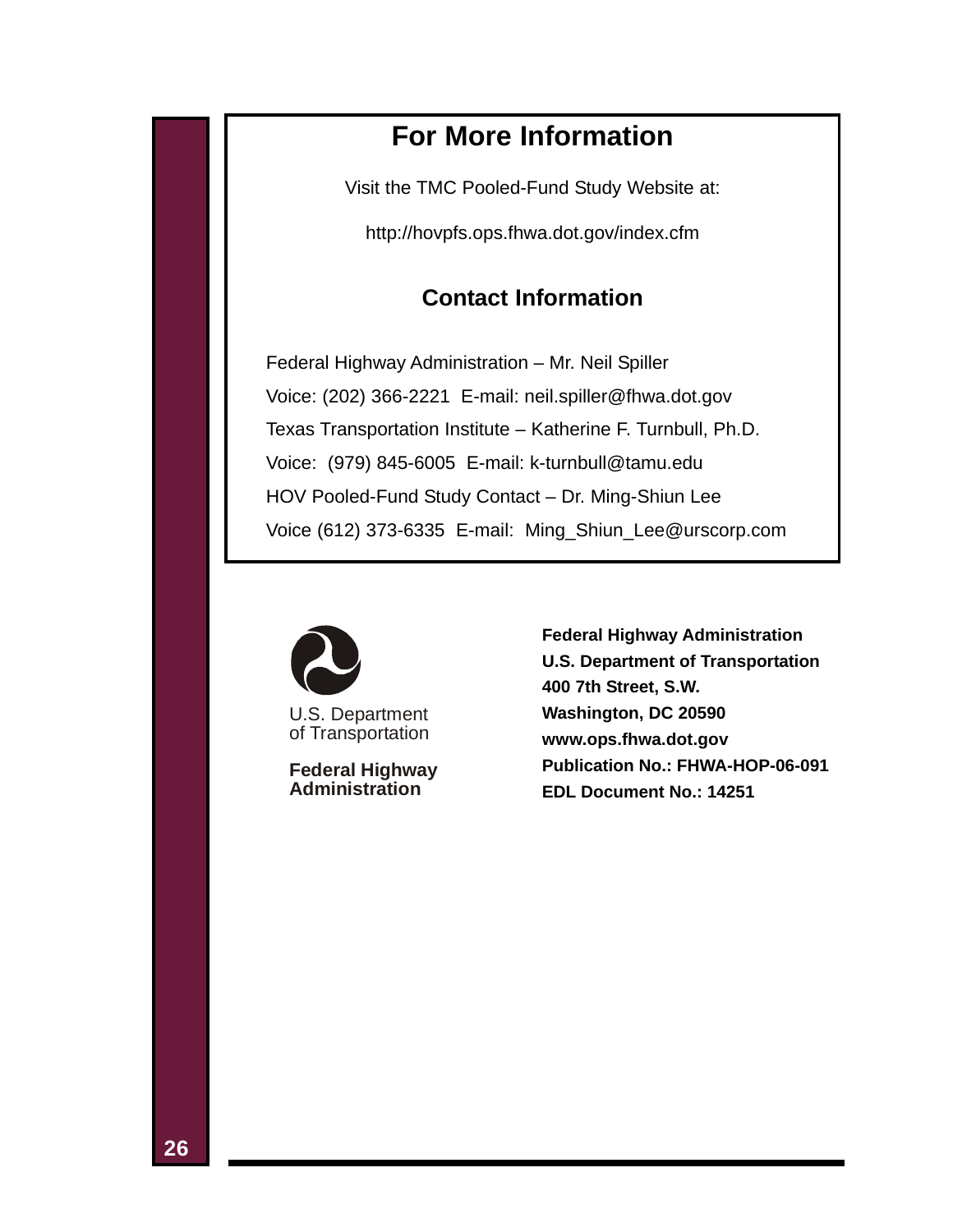# For More Information

Visit the TMC Pooled-Fund Study Website at:

http://hovpfs.ops.fhwa.dot.gov/index.cfm

## Contact Information

Federal Highway Administration – Mr. Neil Spiller

Voice: (202) 366-2221 E-mail: neil.spiller@fhwa.dot.gov

Texas Transportation Institute – Katherine F. Turnbull, Ph.D.

Voice: (979) 845-6005 E-mail: k-turnbull@tamu.edu

HOV Pooled-Fund Study Contact – Dr. Ming-Shiun Lee

Voice (612) 373-6335 E-mail: Ming_Shiun_Lee@urscorp.com

U.S. Department of Transportation

**Federal Highway Administration**

**Federal Highway Administration**
**U.S. Department of Transportation**
**400 7th Street, S.W.**
**Washington, DC 20590**
**www.ops.fhwa.dot.gov**
**Publication No.: FHWA-HOP-06-091**
**EDL Document No.: 14251**